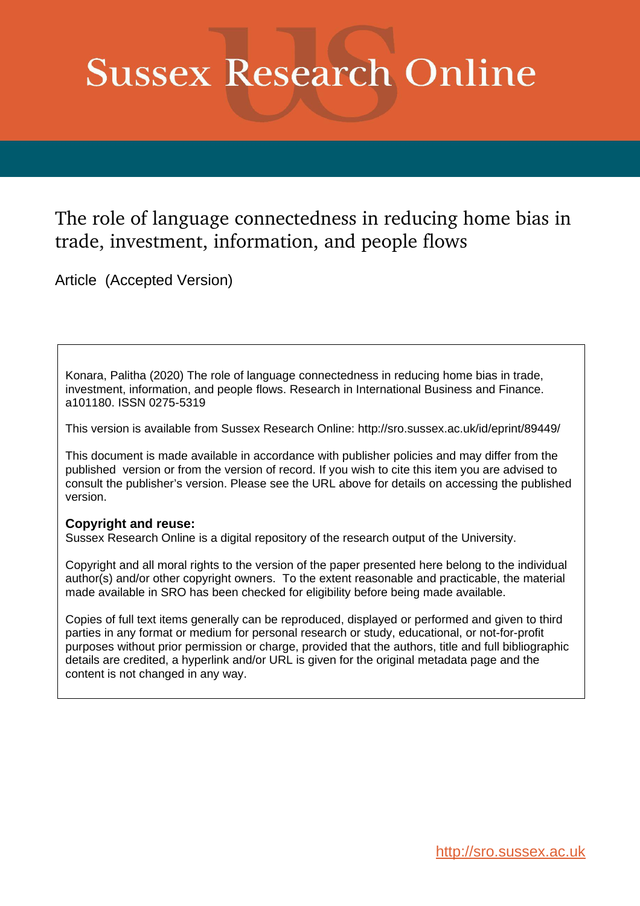# Sussex Research Online

## The role of language connectedness in reducing home bias in trade, investment, information, and people flows

Article (Accepted Version)

Konara, Palitha (2020) The role of language connectedness in reducing home bias in trade, investment, information, and people flows. Research in International Business and Finance. a101180. ISSN 0275-5319

This version is available from Sussex Research Online: http://sro.sussex.ac.uk/id/eprint/89449/

This document is made available in accordance with publisher policies and may differ from the published version or from the version of record. If you wish to cite this item you are advised to consult the publisher's version. Please see the URL above for details on accessing the published version.

**Copyright and reuse:**
Sussex Research Online is a digital repository of the research output of the University.

Copyright and all moral rights to the version of the paper presented here belong to the individual author(s) and/or other copyright owners. To the extent reasonable and practicable, the material made available in SRO has been checked for eligibility before being made available.

Copies of full text items generally can be reproduced, displayed or performed and given to third parties in any format or medium for personal research or study, educational, or not-for-profit purposes without prior permission or charge, provided that the authors, title and full bibliographic details are credited, a hyperlink and/or URL is given for the original metadata page and the content is not changed in any way.

http://sro.sussex.ac.uk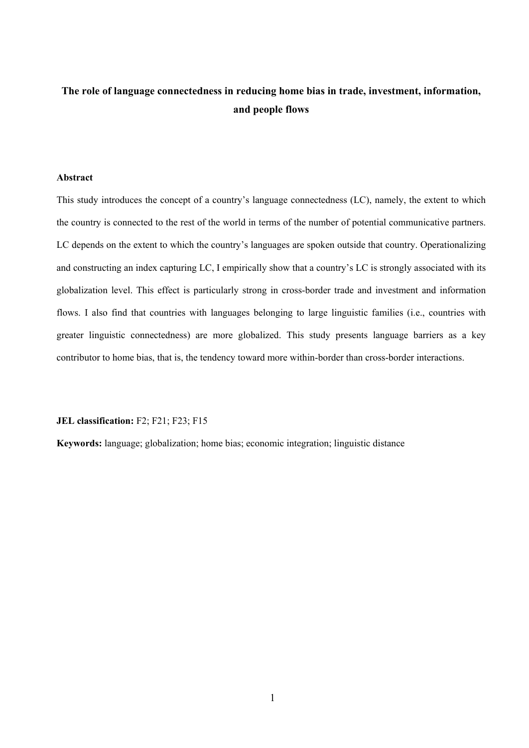# The role of language connectedness in reducing home bias in trade, investment, information, and people flows

**Abstract**

This study introduces the concept of a country's language connectedness (LC), namely, the extent to which the country is connected to the rest of the world in terms of the number of potential communicative partners. LC depends on the extent to which the country's languages are spoken outside that country. Operationalizing and constructing an index capturing LC, I empirically show that a country's LC is strongly associated with its globalization level. This effect is particularly strong in cross-border trade and investment and information flows. I also find that countries with languages belonging to large linguistic families (i.e., countries with greater linguistic connectedness) are more globalized. This study presents language barriers as a key contributor to home bias, that is, the tendency toward more within-border than cross-border interactions.

**JEL classification:** F2; F21; F23; F15

**Keywords:** language; globalization; home bias; economic integration; linguistic distance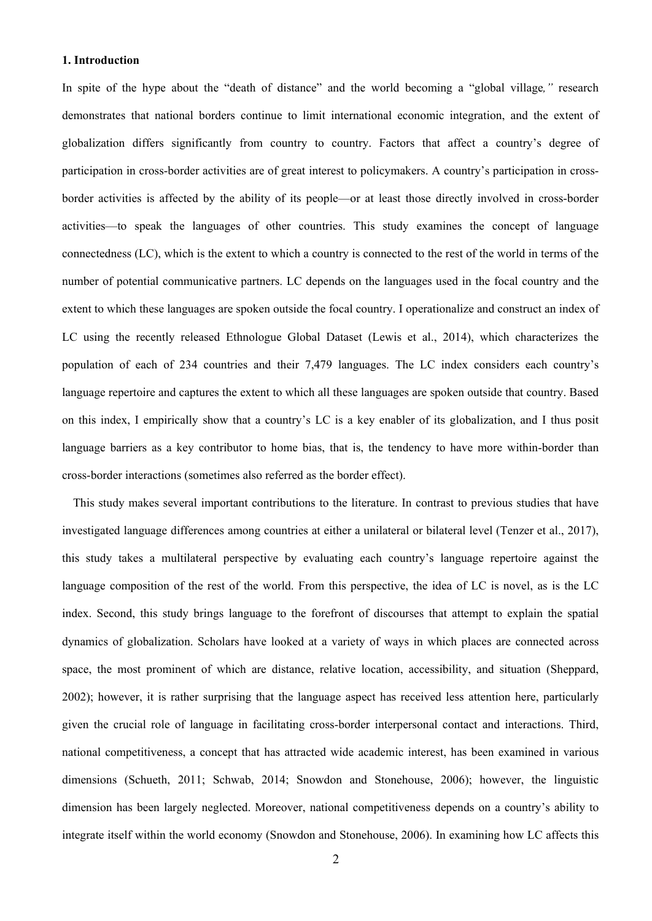## 1. Introduction

In spite of the hype about the "death of distance" and the world becoming a "global village," research demonstrates that national borders continue to limit international economic integration, and the extent of globalization differs significantly from country to country. Factors that affect a country's degree of participation in cross-border activities are of great interest to policymakers. A country's participation in cross-border activities is affected by the ability of its people—or at least those directly involved in cross-border activities—to speak the languages of other countries. This study examines the concept of language connectedness (LC), which is the extent to which a country is connected to the rest of the world in terms of the number of potential communicative partners. LC depends on the languages used in the focal country and the extent to which these languages are spoken outside the focal country. I operationalize and construct an index of LC using the recently released Ethnologue Global Dataset (Lewis et al., 2014), which characterizes the population of each of 234 countries and their 7,479 languages. The LC index considers each country's language repertoire and captures the extent to which all these languages are spoken outside that country. Based on this index, I empirically show that a country's LC is a key enabler of its globalization, and I thus posit language barriers as a key contributor to home bias, that is, the tendency to have more within-border than cross-border interactions (sometimes also referred as the border effect).

This study makes several important contributions to the literature. In contrast to previous studies that have investigated language differences among countries at either a unilateral or bilateral level (Tenzer et al., 2017), this study takes a multilateral perspective by evaluating each country's language repertoire against the language composition of the rest of the world. From this perspective, the idea of LC is novel, as is the LC index. Second, this study brings language to the forefront of discourses that attempt to explain the spatial dynamics of globalization. Scholars have looked at a variety of ways in which places are connected across space, the most prominent of which are distance, relative location, accessibility, and situation (Sheppard, 2002); however, it is rather surprising that the language aspect has received less attention here, particularly given the crucial role of language in facilitating cross-border interpersonal contact and interactions. Third, national competitiveness, a concept that has attracted wide academic interest, has been examined in various dimensions (Schueth, 2011; Schwab, 2014; Snowdon and Stonehouse, 2006); however, the linguistic dimension has been largely neglected. Moreover, national competitiveness depends on a country's ability to integrate itself within the world economy (Snowdon and Stonehouse, 2006). In examining how LC affects this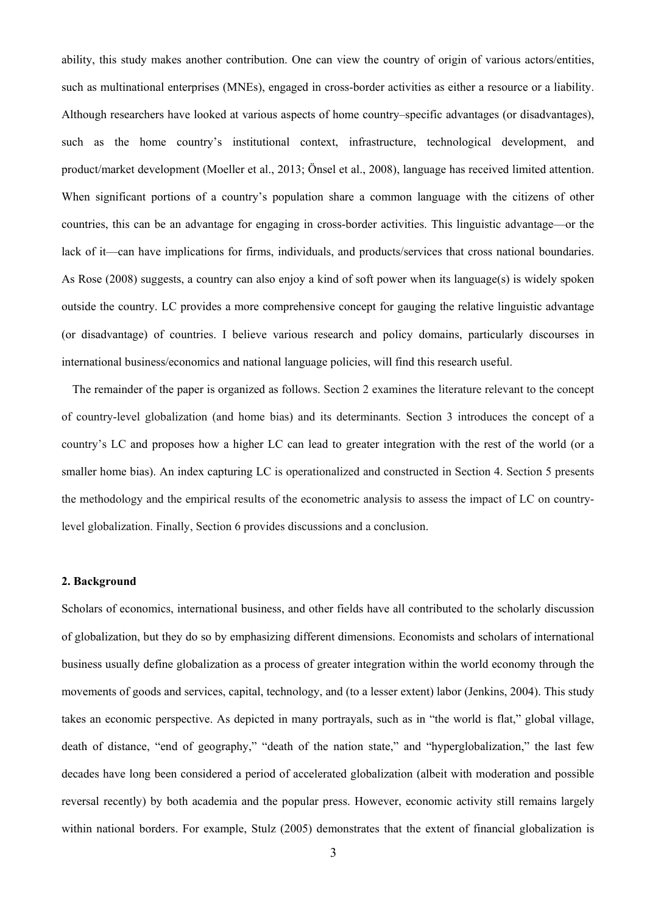ability, this study makes another contribution. One can view the country of origin of various actors/entities, such as multinational enterprises (MNEs), engaged in cross-border activities as either a resource or a liability. Although researchers have looked at various aspects of home country–specific advantages (or disadvantages), such as the home country's institutional context, infrastructure, technological development, and product/market development (Moeller et al., 2013; Önsel et al., 2008), language has received limited attention. When significant portions of a country's population share a common language with the citizens of other countries, this can be an advantage for engaging in cross-border activities. This linguistic advantage—or the lack of it—can have implications for firms, individuals, and products/services that cross national boundaries. As Rose (2008) suggests, a country can also enjoy a kind of soft power when its language(s) is widely spoken outside the country. LC provides a more comprehensive concept for gauging the relative linguistic advantage (or disadvantage) of countries. I believe various research and policy domains, particularly discourses in international business/economics and national language policies, will find this research useful.

The remainder of the paper is organized as follows. Section 2 examines the literature relevant to the concept of country-level globalization (and home bias) and its determinants. Section 3 introduces the concept of a country's LC and proposes how a higher LC can lead to greater integration with the rest of the world (or a smaller home bias). An index capturing LC is operationalized and constructed in Section 4. Section 5 presents the methodology and the empirical results of the econometric analysis to assess the impact of LC on country-level globalization. Finally, Section 6 provides discussions and a conclusion.

## 2. Background

Scholars of economics, international business, and other fields have all contributed to the scholarly discussion of globalization, but they do so by emphasizing different dimensions. Economists and scholars of international business usually define globalization as a process of greater integration within the world economy through the movements of goods and services, capital, technology, and (to a lesser extent) labor (Jenkins, 2004). This study takes an economic perspective. As depicted in many portrayals, such as in "the world is flat," global village, death of distance, "end of geography," "death of the nation state," and "hyperglobalization," the last few decades have long been considered a period of accelerated globalization (albeit with moderation and possible reversal recently) by both academia and the popular press. However, economic activity still remains largely within national borders. For example, Stulz (2005) demonstrates that the extent of financial globalization is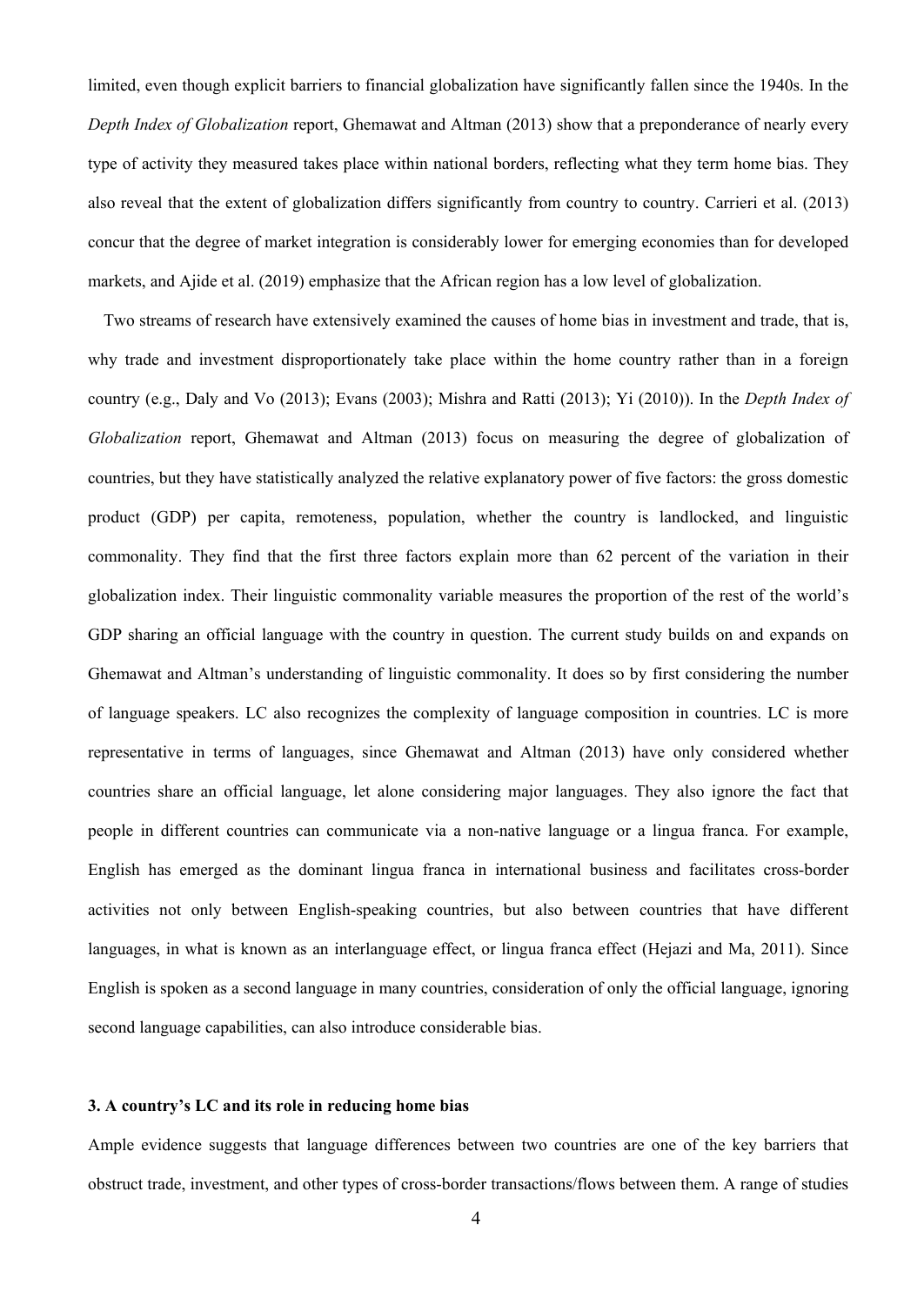limited, even though explicit barriers to financial globalization have significantly fallen since the 1940s. In the *Depth Index of Globalization* report, Ghemawat and Altman (2013) show that a preponderance of nearly every type of activity they measured takes place within national borders, reflecting what they term home bias. They also reveal that the extent of globalization differs significantly from country to country. Carrieri et al. (2013) concur that the degree of market integration is considerably lower for emerging economies than for developed markets, and Ajide et al. (2019) emphasize that the African region has a low level of globalization.

Two streams of research have extensively examined the causes of home bias in investment and trade, that is, why trade and investment disproportionately take place within the home country rather than in a foreign country (e.g., Daly and Vo (2013); Evans (2003); Mishra and Ratti (2013); Yi (2010)). In the *Depth Index of Globalization* report, Ghemawat and Altman (2013) focus on measuring the degree of globalization of countries, but they have statistically analyzed the relative explanatory power of five factors: the gross domestic product (GDP) per capita, remoteness, population, whether the country is landlocked, and linguistic commonality. They find that the first three factors explain more than 62 percent of the variation in their globalization index. Their linguistic commonality variable measures the proportion of the rest of the world's GDP sharing an official language with the country in question. The current study builds on and expands on Ghemawat and Altman's understanding of linguistic commonality. It does so by first considering the number of language speakers. LC also recognizes the complexity of language composition in countries. LC is more representative in terms of languages, since Ghemawat and Altman (2013) have only considered whether countries share an official language, let alone considering major languages. They also ignore the fact that people in different countries can communicate via a non-native language or a lingua franca. For example, English has emerged as the dominant lingua franca in international business and facilitates cross-border activities not only between English-speaking countries, but also between countries that have different languages, in what is known as an interlanguage effect, or lingua franca effect (Hejazi and Ma, 2011). Since English is spoken as a second language in many countries, consideration of only the official language, ignoring second language capabilities, can also introduce considerable bias.

## 3. A country's LC and its role in reducing home bias

Ample evidence suggests that language differences between two countries are one of the key barriers that obstruct trade, investment, and other types of cross-border transactions/flows between them. A range of studies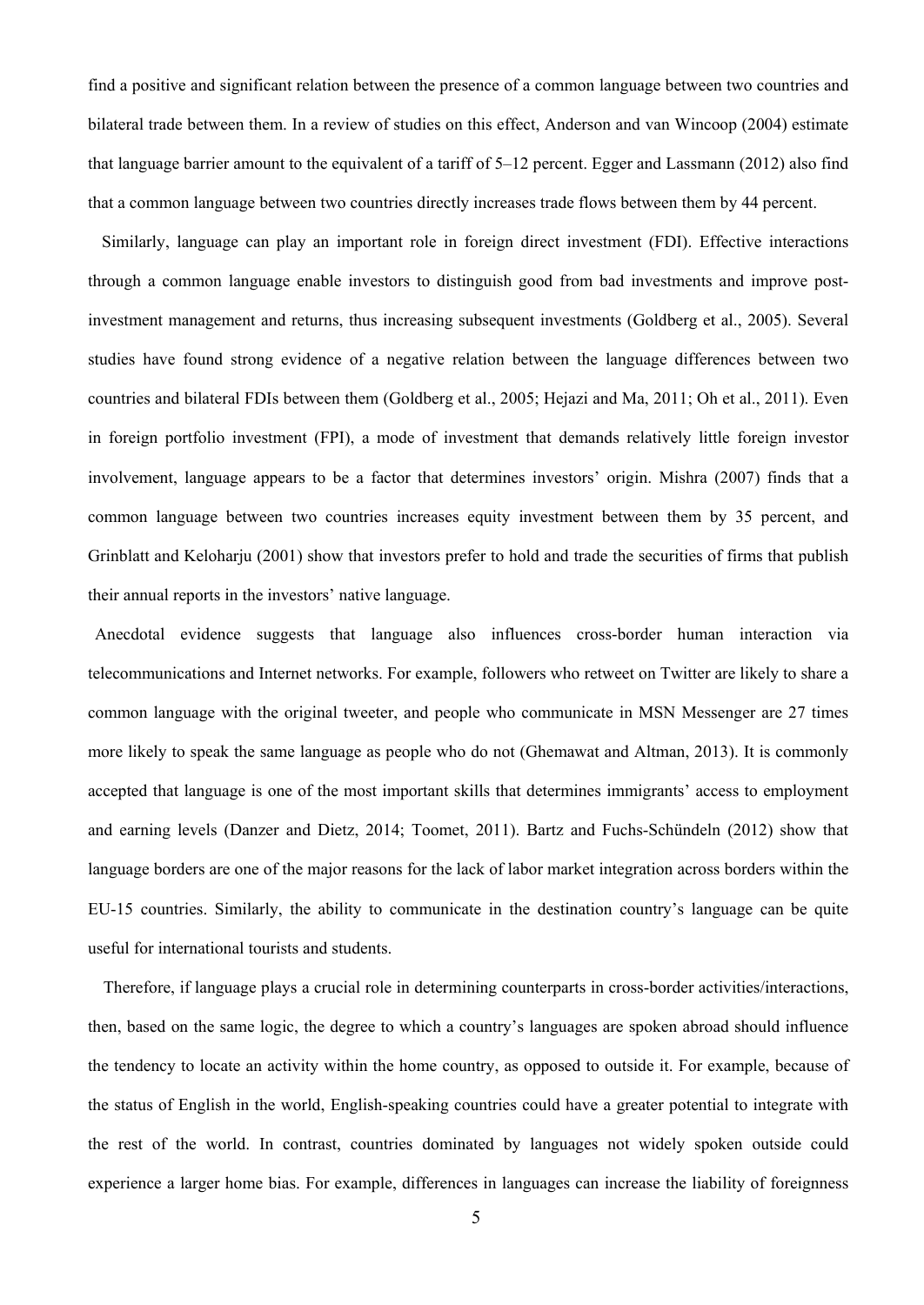find a positive and significant relation between the presence of a common language between two countries and bilateral trade between them. In a review of studies on this effect, Anderson and van Wincoop (2004) estimate that language barrier amount to the equivalent of a tariff of 5–12 percent. Egger and Lassmann (2012) also find that a common language between two countries directly increases trade flows between them by 44 percent.

Similarly, language can play an important role in foreign direct investment (FDI). Effective interactions through a common language enable investors to distinguish good from bad investments and improve post-investment management and returns, thus increasing subsequent investments (Goldberg et al., 2005). Several studies have found strong evidence of a negative relation between the language differences between two countries and bilateral FDIs between them (Goldberg et al., 2005; Hejazi and Ma, 2011; Oh et al., 2011). Even in foreign portfolio investment (FPI), a mode of investment that demands relatively little foreign investor involvement, language appears to be a factor that determines investors' origin. Mishra (2007) finds that a common language between two countries increases equity investment between them by 35 percent, and Grinblatt and Keloharju (2001) show that investors prefer to hold and trade the securities of firms that publish their annual reports in the investors' native language.

Anecdotal evidence suggests that language also influences cross-border human interaction via telecommunications and Internet networks. For example, followers who retweet on Twitter are likely to share a common language with the original tweeter, and people who communicate in MSN Messenger are 27 times more likely to speak the same language as people who do not (Ghemawat and Altman, 2013). It is commonly accepted that language is one of the most important skills that determines immigrants' access to employment and earning levels (Danzer and Dietz, 2014; Toomet, 2011). Bartz and Fuchs-Schündeln (2012) show that language borders are one of the major reasons for the lack of labor market integration across borders within the EU-15 countries. Similarly, the ability to communicate in the destination country's language can be quite useful for international tourists and students.

Therefore, if language plays a crucial role in determining counterparts in cross-border activities/interactions, then, based on the same logic, the degree to which a country's languages are spoken abroad should influence the tendency to locate an activity within the home country, as opposed to outside it. For example, because of the status of English in the world, English-speaking countries could have a greater potential to integrate with the rest of the world. In contrast, countries dominated by languages not widely spoken outside could experience a larger home bias. For example, differences in languages can increase the liability of foreignness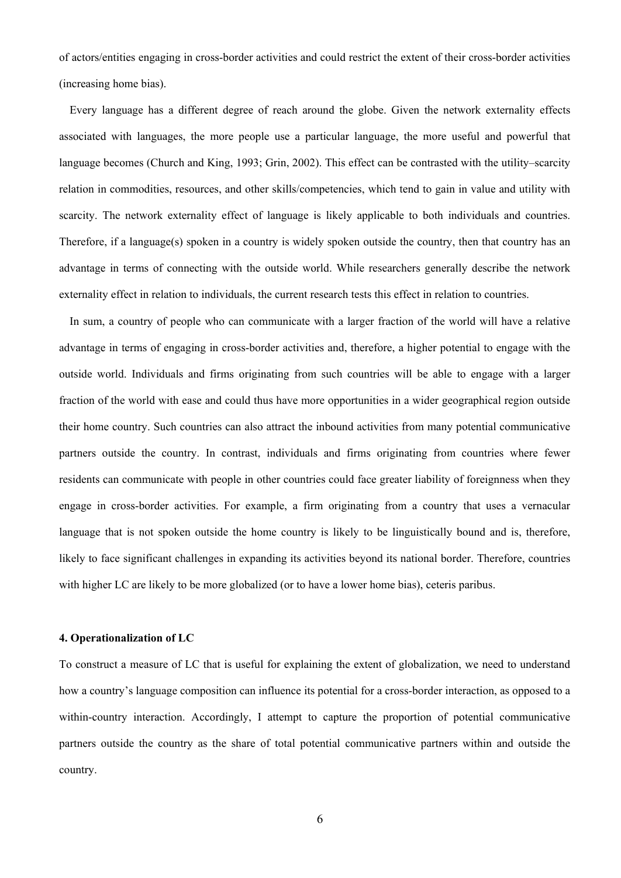of actors/entities engaging in cross-border activities and could restrict the extent of their cross-border activities (increasing home bias).

Every language has a different degree of reach around the globe. Given the network externality effects associated with languages, the more people use a particular language, the more useful and powerful that language becomes (Church and King, 1993; Grin, 2002). This effect can be contrasted with the utility–scarcity relation in commodities, resources, and other skills/competencies, which tend to gain in value and utility with scarcity. The network externality effect of language is likely applicable to both individuals and countries. Therefore, if a language(s) spoken in a country is widely spoken outside the country, then that country has an advantage in terms of connecting with the outside world. While researchers generally describe the network externality effect in relation to individuals, the current research tests this effect in relation to countries.

In sum, a country of people who can communicate with a larger fraction of the world will have a relative advantage in terms of engaging in cross-border activities and, therefore, a higher potential to engage with the outside world. Individuals and firms originating from such countries will be able to engage with a larger fraction of the world with ease and could thus have more opportunities in a wider geographical region outside their home country. Such countries can also attract the inbound activities from many potential communicative partners outside the country. In contrast, individuals and firms originating from countries where fewer residents can communicate with people in other countries could face greater liability of foreignness when they engage in cross-border activities. For example, a firm originating from a country that uses a vernacular language that is not spoken outside the home country is likely to be linguistically bound and is, therefore, likely to face significant challenges in expanding its activities beyond its national border. Therefore, countries with higher LC are likely to be more globalized (or to have a lower home bias), ceteris paribus.

## 4. Operationalization of LC

To construct a measure of LC that is useful for explaining the extent of globalization, we need to understand how a country's language composition can influence its potential for a cross-border interaction, as opposed to a within-country interaction. Accordingly, I attempt to capture the proportion of potential communicative partners outside the country as the share of total potential communicative partners within and outside the country.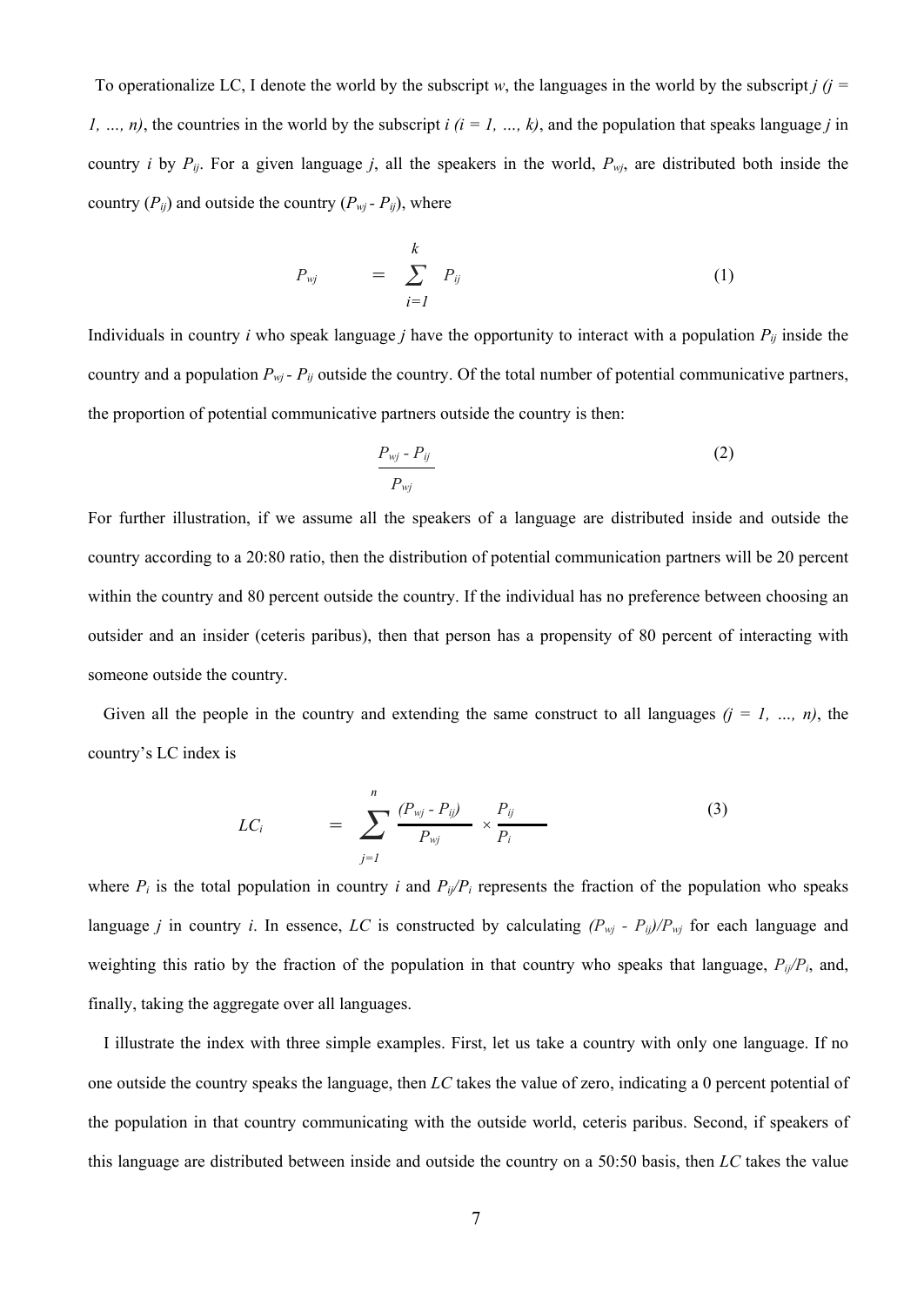To operationalize LC, I denote the world by the subscript $w$, the languages in the world by the subscript $j$ $(j = 1, \ldots, n)$, the countries in the world by the subscript $i$ $(i = 1, \ldots, k)$, and the population that speaks language $j$ in country $i$ by $P_{ij}$. For a given language $j$, all the speakers in the world, $P_{wj}$, are distributed both inside the country ($P_{ij}$) and outside the country ($P_{wj} - P_{ij}$), where

$$P_{wj} = \sum_{i=1}^{k} P_{ij} \tag{1}$$

Individuals in country $i$ who speak language $j$ have the opportunity to interact with a population $P_{ij}$ inside the country and a population $P_{wj} - P_{ij}$ outside the country. Of the total number of potential communicative partners, the proportion of potential communicative partners outside the country is then:

$$\frac{P_{wj} - P_{ij}}{P_{wj}} \tag{2}$$

For further illustration, if we assume all the speakers of a language are distributed inside and outside the country according to a 20:80 ratio, then the distribution of potential communication partners will be 20 percent within the country and 80 percent outside the country. If the individual has no preference between choosing an outsider and an insider (ceteris paribus), then that person has a propensity of 80 percent of interacting with someone outside the country.

Given all the people in the country and extending the same construct to all languages $(j = 1, \ldots, n)$, the country's LC index is

$$LC_i = \sum_{j=1}^{n} \frac{(P_{wj} - P_{ij})}{P_{wj}} \times \frac{P_{ij}}{P_i} \tag{3}$$

where $P_i$ is the total population in country $i$ and $P_{ij}/P_i$ represents the fraction of the population who speaks language $j$ in country $i$. In essence, $LC$ is constructed by calculating $(P_{wj} - P_{ij})/P_{wj}$ for each language and weighting this ratio by the fraction of the population in that country who speaks that language, $P_{ij}/P_i$, and, finally, taking the aggregate over all languages.

I illustrate the index with three simple examples. First, let us take a country with only one language. If no one outside the country speaks the language, then $LC$ takes the value of zero, indicating a 0 percent potential of the population in that country communicating with the outside world, ceteris paribus. Second, if speakers of this language are distributed between inside and outside the country on a 50:50 basis, then $LC$ takes the value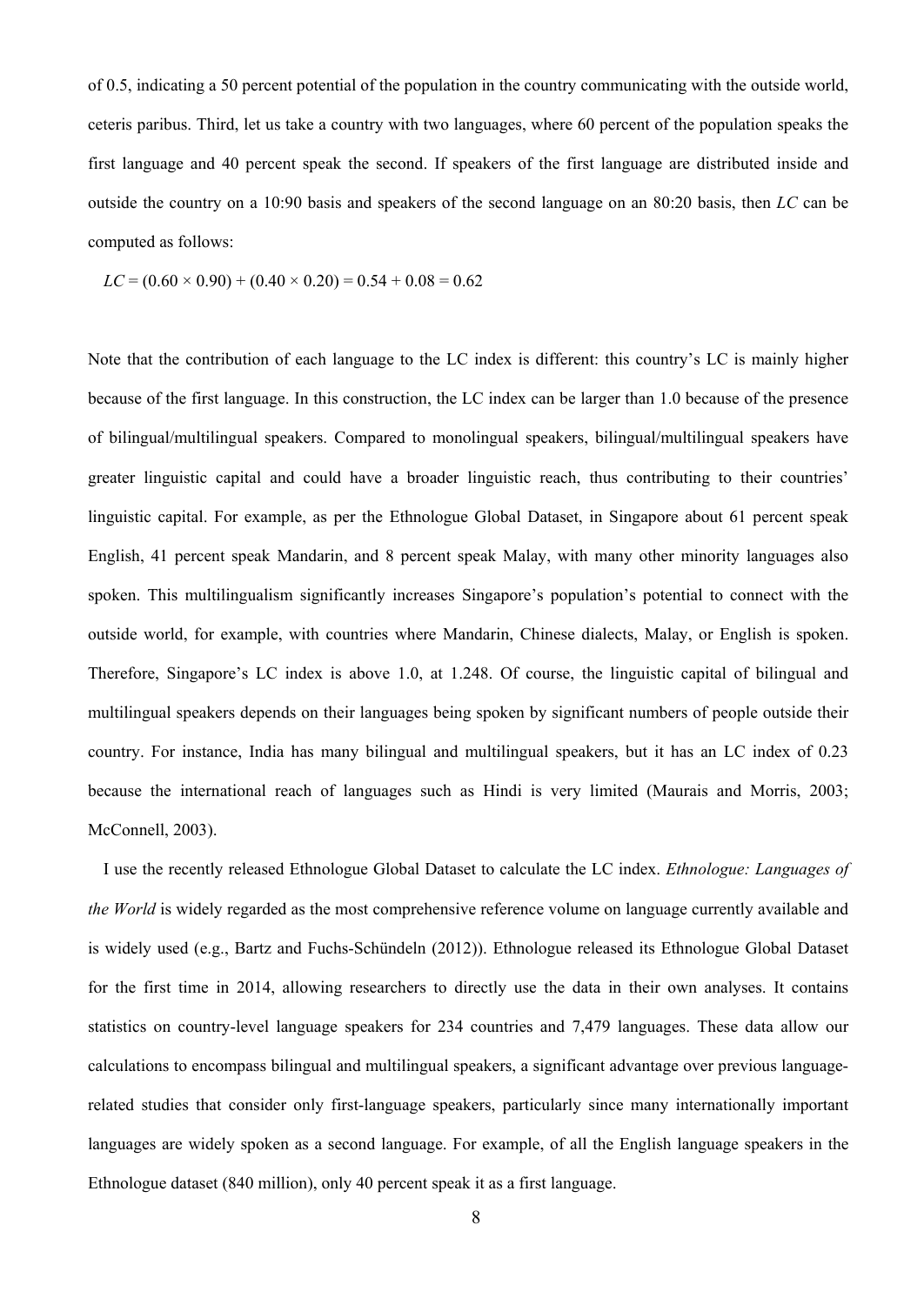of 0.5, indicating a 50 percent potential of the population in the country communicating with the outside world, ceteris paribus. Third, let us take a country with two languages, where 60 percent of the population speaks the first language and 40 percent speak the second. If speakers of the first language are distributed inside and outside the country on a 10:90 basis and speakers of the second language on an 80:20 basis, then *LC* can be computed as follows:

$$LC = (0.60 \times 0.90) + (0.40 \times 0.20) = 0.54 + 0.08 = 0.62$$

Note that the contribution of each language to the LC index is different: this country's LC is mainly higher because of the first language. In this construction, the LC index can be larger than 1.0 because of the presence of bilingual/multilingual speakers. Compared to monolingual speakers, bilingual/multilingual speakers have greater linguistic capital and could have a broader linguistic reach, thus contributing to their countries' linguistic capital. For example, as per the Ethnologue Global Dataset, in Singapore about 61 percent speak English, 41 percent speak Mandarin, and 8 percent speak Malay, with many other minority languages also spoken. This multilingualism significantly increases Singapore's population's potential to connect with the outside world, for example, with countries where Mandarin, Chinese dialects, Malay, or English is spoken. Therefore, Singapore's LC index is above 1.0, at 1.248. Of course, the linguistic capital of bilingual and multilingual speakers depends on their languages being spoken by significant numbers of people outside their country. For instance, India has many bilingual and multilingual speakers, but it has an LC index of 0.23 because the international reach of languages such as Hindi is very limited (Maurais and Morris, 2003; McConnell, 2003).

I use the recently released Ethnologue Global Dataset to calculate the LC index. *Ethnologue: Languages of the World* is widely regarded as the most comprehensive reference volume on language currently available and is widely used (e.g., Bartz and Fuchs-Schündeln (2012)). Ethnologue released its Ethnologue Global Dataset for the first time in 2014, allowing researchers to directly use the data in their own analyses. It contains statistics on country-level language speakers for 234 countries and 7,479 languages. These data allow our calculations to encompass bilingual and multilingual speakers, a significant advantage over previous language-related studies that consider only first-language speakers, particularly since many internationally important languages are widely spoken as a second language. For example, of all the English language speakers in the Ethnologue dataset (840 million), only 40 percent speak it as a first language.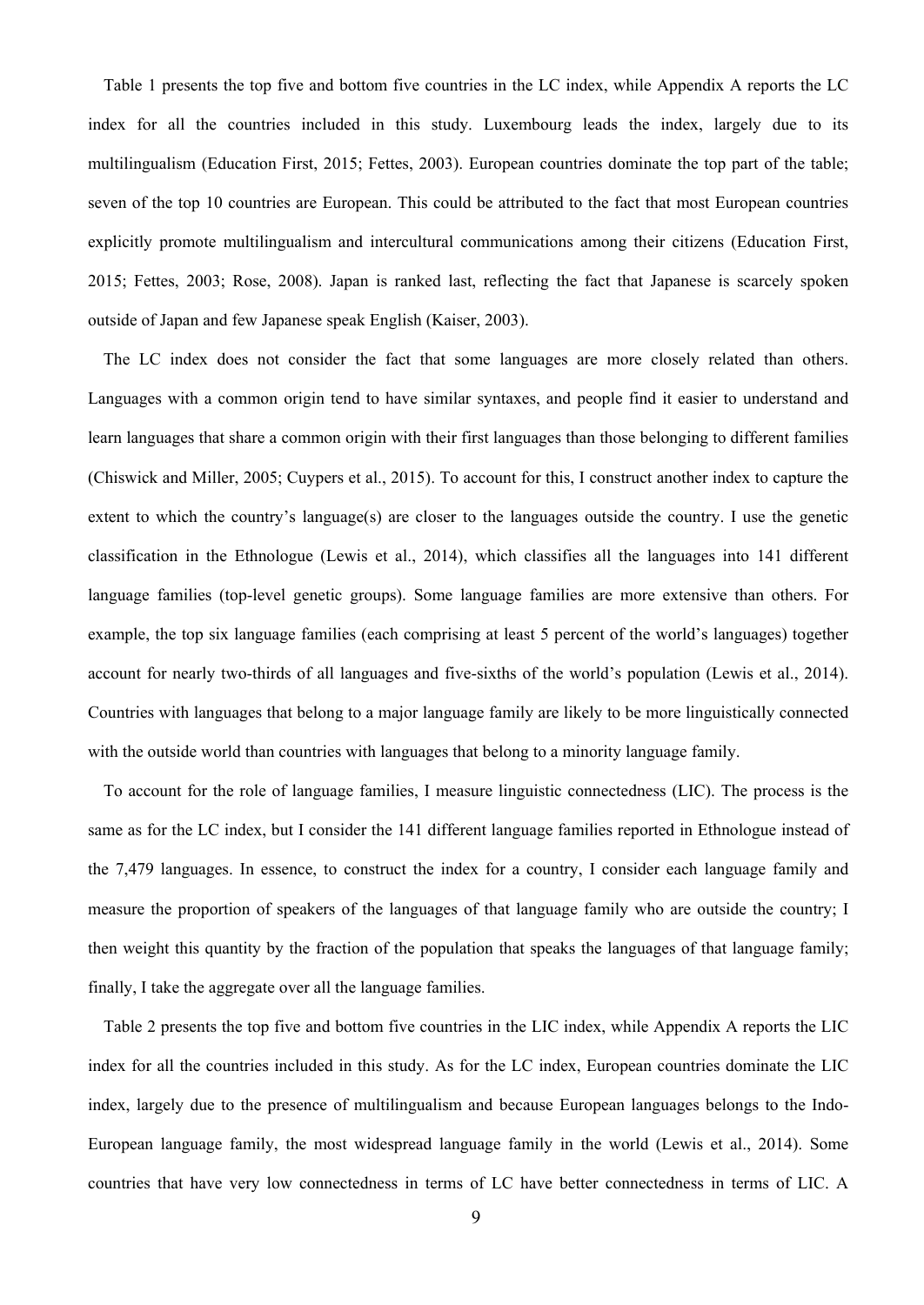Table 1 presents the top five and bottom five countries in the LC index, while Appendix A reports the LC index for all the countries included in this study. Luxembourg leads the index, largely due to its multilingualism (Education First, 2015; Fettes, 2003). European countries dominate the top part of the table; seven of the top 10 countries are European. This could be attributed to the fact that most European countries explicitly promote multilingualism and intercultural communications among their citizens (Education First, 2015; Fettes, 2003; Rose, 2008). Japan is ranked last, reflecting the fact that Japanese is scarcely spoken outside of Japan and few Japanese speak English (Kaiser, 2003).

The LC index does not consider the fact that some languages are more closely related than others. Languages with a common origin tend to have similar syntaxes, and people find it easier to understand and learn languages that share a common origin with their first languages than those belonging to different families (Chiswick and Miller, 2005; Cuypers et al., 2015). To account for this, I construct another index to capture the extent to which the country's language(s) are closer to the languages outside the country. I use the genetic classification in the Ethnologue (Lewis et al., 2014), which classifies all the languages into 141 different language families (top-level genetic groups). Some language families are more extensive than others. For example, the top six language families (each comprising at least 5 percent of the world's languages) together account for nearly two-thirds of all languages and five-sixths of the world's population (Lewis et al., 2014). Countries with languages that belong to a major language family are likely to be more linguistically connected with the outside world than countries with languages that belong to a minority language family.

To account for the role of language families, I measure linguistic connectedness (LIC). The process is the same as for the LC index, but I consider the 141 different language families reported in Ethnologue instead of the 7,479 languages. In essence, to construct the index for a country, I consider each language family and measure the proportion of speakers of the languages of that language family who are outside the country; I then weight this quantity by the fraction of the population that speaks the languages of that language family; finally, I take the aggregate over all the language families.

Table 2 presents the top five and bottom five countries in the LIC index, while Appendix A reports the LIC index for all the countries included in this study. As for the LC index, European countries dominate the LIC index, largely due to the presence of multilingualism and because European languages belongs to the Indo-European language family, the most widespread language family in the world (Lewis et al., 2014). Some countries that have very low connectedness in terms of LC have better connectedness in terms of LIC. A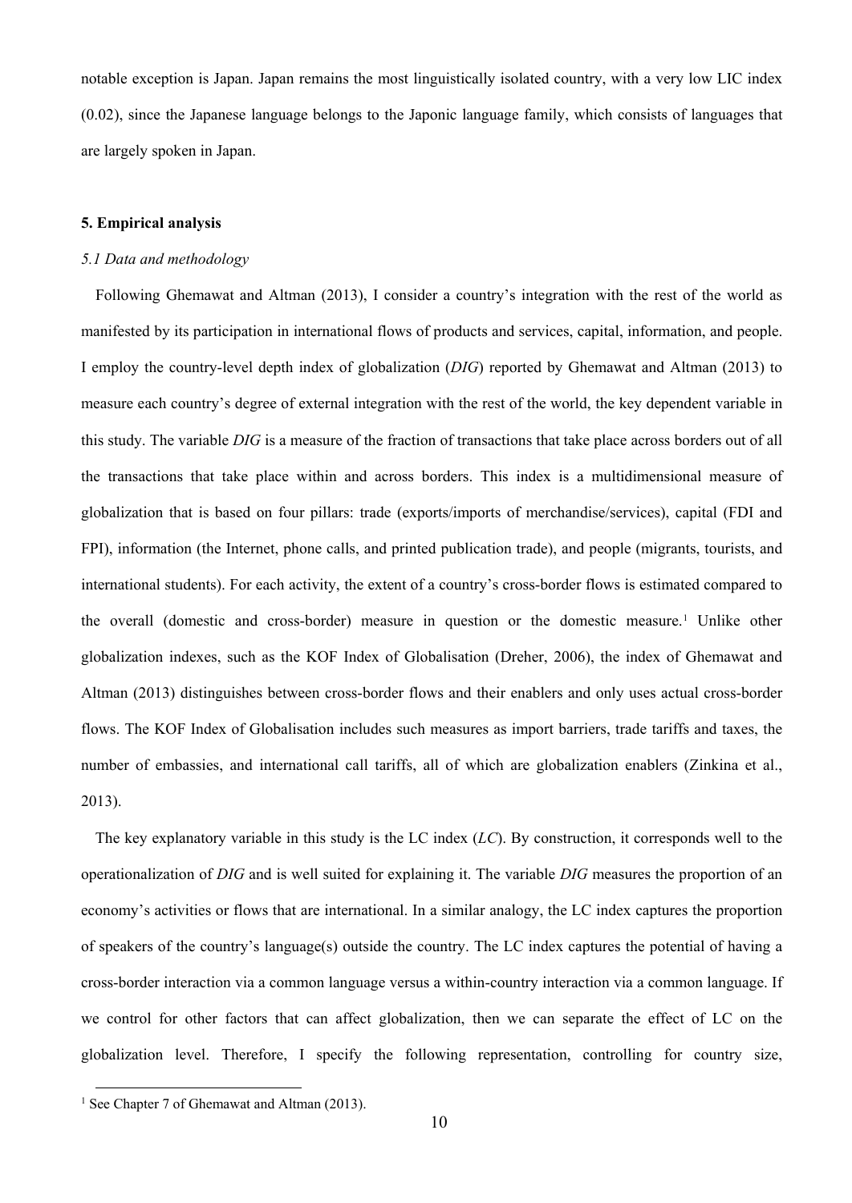notable exception is Japan. Japan remains the most linguistically isolated country, with a very low LIC index (0.02), since the Japanese language belongs to the Japonic language family, which consists of languages that are largely spoken in Japan.

## 5. Empirical analysis

### *5.1 Data and methodology*

Following Ghemawat and Altman (2013), I consider a country's integration with the rest of the world as manifested by its participation in international flows of products and services, capital, information, and people. I employ the country-level depth index of globalization (*DIG*) reported by Ghemawat and Altman (2013) to measure each country's degree of external integration with the rest of the world, the key dependent variable in this study. The variable *DIG* is a measure of the fraction of transactions that take place across borders out of all the transactions that take place within and across borders. This index is a multidimensional measure of globalization that is based on four pillars: trade (exports/imports of merchandise/services), capital (FDI and FPI), information (the Internet, phone calls, and printed publication trade), and people (migrants, tourists, and international students). For each activity, the extent of a country's cross-border flows is estimated compared to the overall (domestic and cross-border) measure in question or the domestic measure.[1] Unlike other globalization indexes, such as the KOF Index of Globalisation (Dreher, 2006), the index of Ghemawat and Altman (2013) distinguishes between cross-border flows and their enablers and only uses actual cross-border flows. The KOF Index of Globalisation includes such measures as import barriers, trade tariffs and taxes, the number of embassies, and international call tariffs, all of which are globalization enablers (Zinkina et al., 2013).

The key explanatory variable in this study is the LC index (*LC*). By construction, it corresponds well to the operationalization of *DIG* and is well suited for explaining it. The variable *DIG* measures the proportion of an economy's activities or flows that are international. In a similar analogy, the LC index captures the proportion of speakers of the country's language(s) outside the country. The LC index captures the potential of having a cross-border interaction via a common language versus a within-country interaction via a common language. If we control for other factors that can affect globalization, then we can separate the effect of LC on the globalization level. Therefore, I specify the following representation, controlling for country size,

[1] See Chapter 7 of Ghemawat and Altman (2013).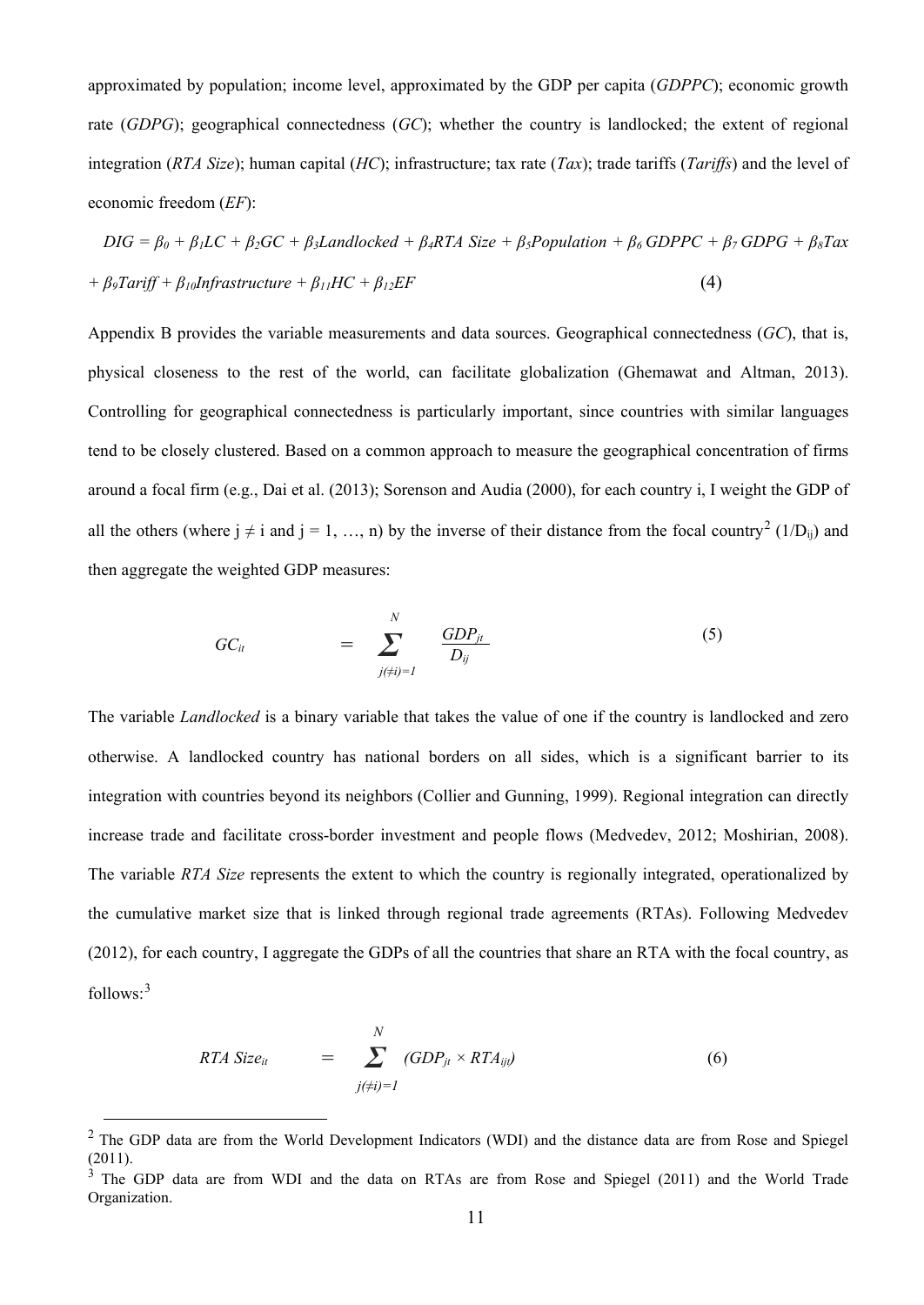approximated by population; income level, approximated by the GDP per capita (*GDPPC*); economic growth rate (*GDPG*); geographical connectedness (*GC*); whether the country is landlocked; the extent of regional integration (*RTA Size*); human capital (*HC*); infrastructure; tax rate (*Tax*); trade tariffs (*Tariffs*) and the level of economic freedom (*EF*):

$$DIG = \beta_0 + \beta_1 LC + \beta_2 GC + \beta_3 Landlocked + \beta_4 RTA\ Size + \beta_5 Population + \beta_6\ GDPPC + \beta_7\ GDPG + \beta_8 Tax + \beta_9 Tariff + \beta_{10} Infrastructure + \beta_{11} HC + \beta_{12} EF \quad (4)$$

Appendix B provides the variable measurements and data sources. Geographical connectedness (*GC*), that is, physical closeness to the rest of the world, can facilitate globalization (Ghemawat and Altman, 2013). Controlling for geographical connectedness is particularly important, since countries with similar languages tend to be closely clustered. Based on a common approach to measure the geographical concentration of firms around a focal firm (e.g., Dai et al. (2013); Sorenson and Audia (2000), for each country i, I weight the GDP of all the others (where $j \neq i$ and $j = 1, \ldots, n$) by the inverse of their distance from the focal country[2] ($1/D_{ij}$) and then aggregate the weighted GDP measures:

$$GC_{it} = \sum_{j(\neq i)=1}^{N} \frac{GDP_{jt}}{D_{ij}} \quad (5)$$

The variable *Landlocked* is a binary variable that takes the value of one if the country is landlocked and zero otherwise. A landlocked country has national borders on all sides, which is a significant barrier to its integration with countries beyond its neighbors (Collier and Gunning, 1999). Regional integration can directly increase trade and facilitate cross-border investment and people flows (Medvedev, 2012; Moshirian, 2008). The variable *RTA Size* represents the extent to which the country is regionally integrated, operationalized by the cumulative market size that is linked through regional trade agreements (RTAs). Following Medvedev (2012), for each country, I aggregate the GDPs of all the countries that share an RTA with the focal country, as follows:[3]

$$RTA\ Size_{it} = \sum_{j(\neq i)=1}^{N} (GDP_{jt} \times RTA_{ijt}) \quad (6)$$

---

[2] The GDP data are from the World Development Indicators (WDI) and the distance data are from Rose and Spiegel (2011).

[3] The GDP data are from WDI and the data on RTAs are from Rose and Spiegel (2011) and the World Trade Organization.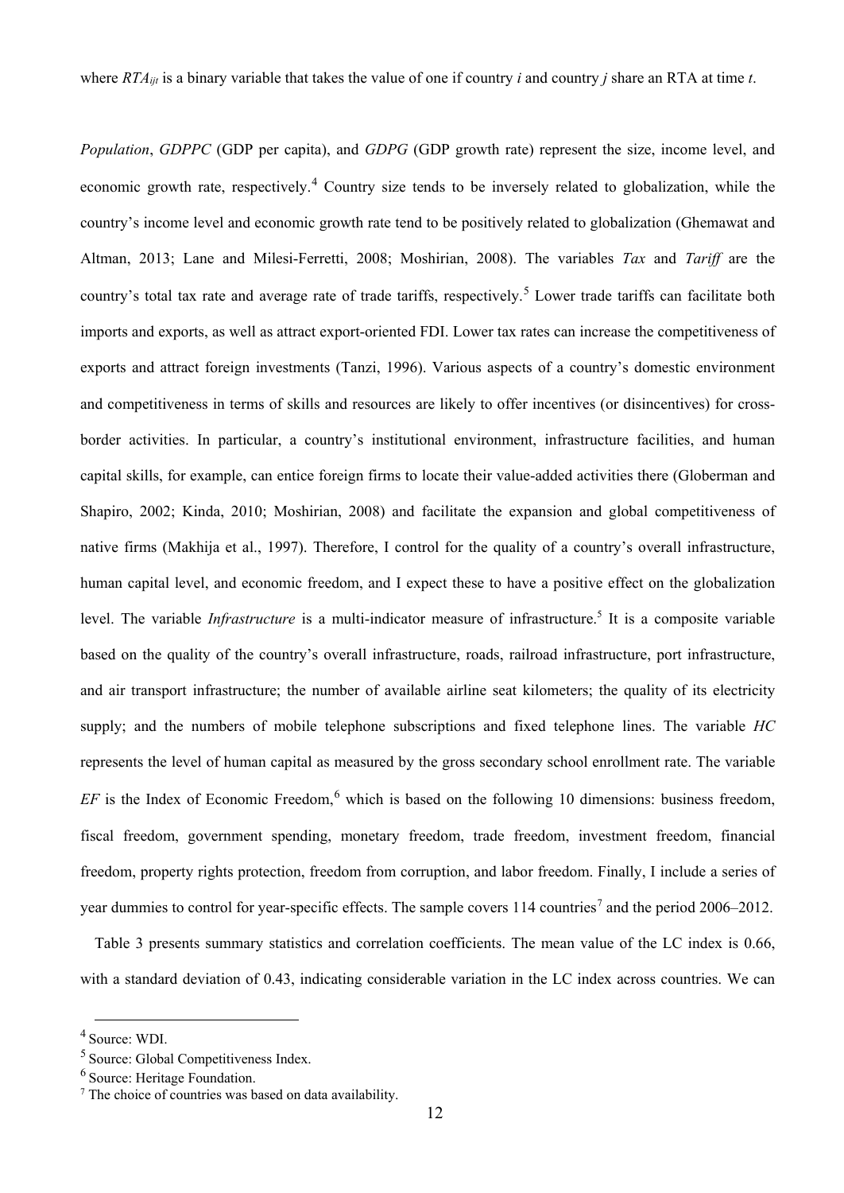where $RTA_{ijt}$ is a binary variable that takes the value of one if country *i* and country *j* share an RTA at time *t*.

*Population*, *GDPPC* (GDP per capita), and *GDPG* (GDP growth rate) represent the size, income level, and economic growth rate, respectively.[4] Country size tends to be inversely related to globalization, while the country's income level and economic growth rate tend to be positively related to globalization (Ghemawat and Altman, 2013; Lane and Milesi-Ferretti, 2008; Moshirian, 2008). The variables *Tax* and *Tariff* are the country's total tax rate and average rate of trade tariffs, respectively.[5] Lower trade tariffs can facilitate both imports and exports, as well as attract export-oriented FDI. Lower tax rates can increase the competitiveness of exports and attract foreign investments (Tanzi, 1996). Various aspects of a country's domestic environment and competitiveness in terms of skills and resources are likely to offer incentives (or disincentives) for cross-border activities. In particular, a country's institutional environment, infrastructure facilities, and human capital skills, for example, can entice foreign firms to locate their value-added activities there (Globerman and Shapiro, 2002; Kinda, 2010; Moshirian, 2008) and facilitate the expansion and global competitiveness of native firms (Makhija et al., 1997). Therefore, I control for the quality of a country's overall infrastructure, human capital level, and economic freedom, and I expect these to have a positive effect on the globalization level. The variable *Infrastructure* is a multi-indicator measure of infrastructure.[5] It is a composite variable based on the quality of the country's overall infrastructure, roads, railroad infrastructure, port infrastructure, and air transport infrastructure; the number of available airline seat kilometers; the quality of its electricity supply; and the numbers of mobile telephone subscriptions and fixed telephone lines. The variable *HC* represents the level of human capital as measured by the gross secondary school enrollment rate. The variable *EF* is the Index of Economic Freedom,[6] which is based on the following 10 dimensions: business freedom, fiscal freedom, government spending, monetary freedom, trade freedom, investment freedom, financial freedom, property rights protection, freedom from corruption, and labor freedom. Finally, I include a series of year dummies to control for year-specific effects. The sample covers 114 countries[7] and the period 2006–2012.

Table 3 presents summary statistics and correlation coefficients. The mean value of the LC index is 0.66, with a standard deviation of 0.43, indicating considerable variation in the LC index across countries. We can

---

[4] Source: WDI.

[5] Source: Global Competitiveness Index.

[6] Source: Heritage Foundation.

[7] The choice of countries was based on data availability.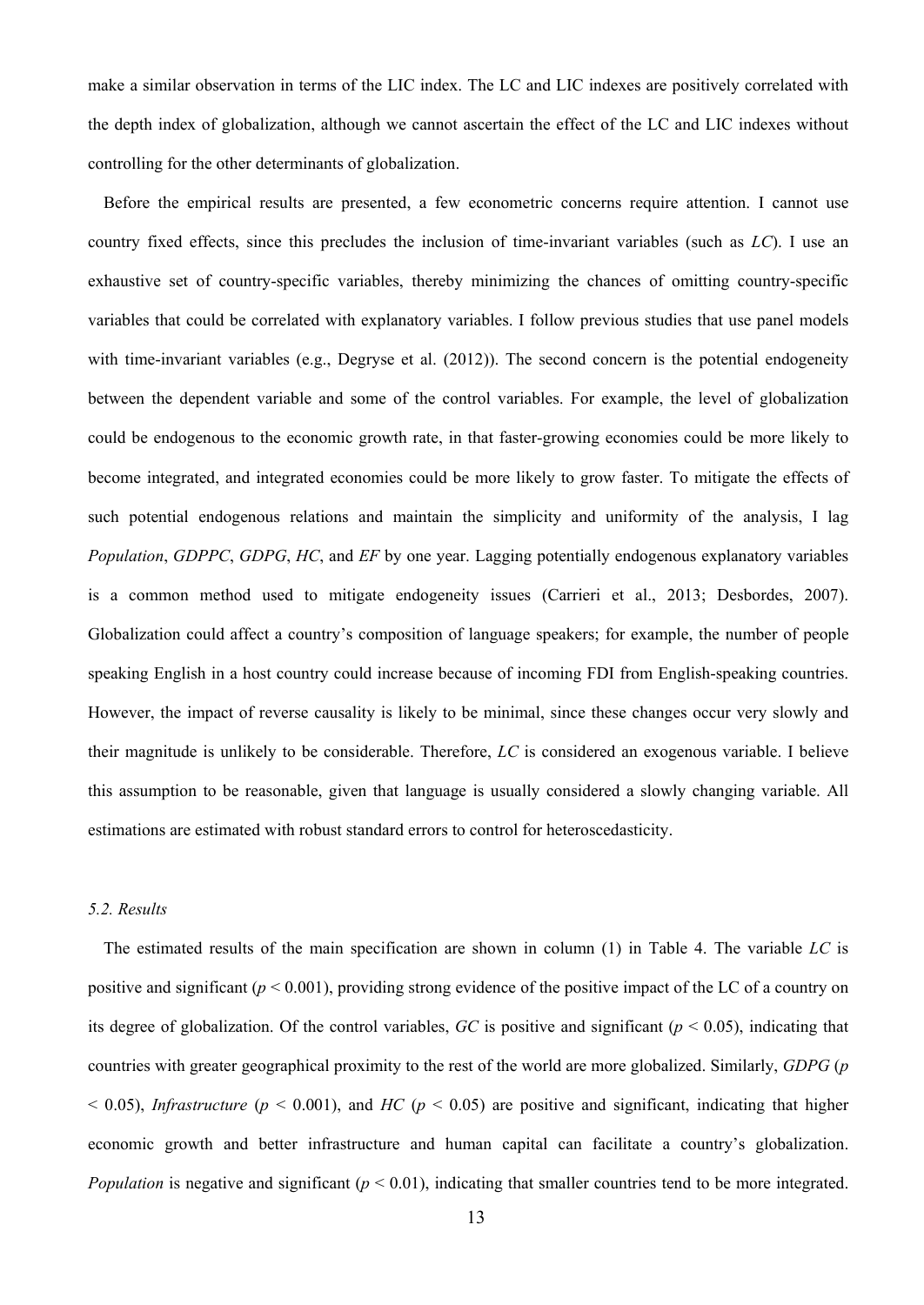make a similar observation in terms of the LIC index. The LC and LIC indexes are positively correlated with the depth index of globalization, although we cannot ascertain the effect of the LC and LIC indexes without controlling for the other determinants of globalization.

Before the empirical results are presented, a few econometric concerns require attention. I cannot use country fixed effects, since this precludes the inclusion of time-invariant variables (such as *LC*). I use an exhaustive set of country-specific variables, thereby minimizing the chances of omitting country-specific variables that could be correlated with explanatory variables. I follow previous studies that use panel models with time-invariant variables (e.g., Degryse et al. (2012)). The second concern is the potential endogeneity between the dependent variable and some of the control variables. For example, the level of globalization could be endogenous to the economic growth rate, in that faster-growing economies could be more likely to become integrated, and integrated economies could be more likely to grow faster. To mitigate the effects of such potential endogenous relations and maintain the simplicity and uniformity of the analysis, I lag *Population*, *GDPPC*, *GDPG*, *HC*, and *EF* by one year. Lagging potentially endogenous explanatory variables is a common method used to mitigate endogeneity issues (Carrieri et al., 2013; Desbordes, 2007). Globalization could affect a country's composition of language speakers; for example, the number of people speaking English in a host country could increase because of incoming FDI from English-speaking countries. However, the impact of reverse causality is likely to be minimal, since these changes occur very slowly and their magnitude is unlikely to be considerable. Therefore, *LC* is considered an exogenous variable. I believe this assumption to be reasonable, given that language is usually considered a slowly changing variable. All estimations are estimated with robust standard errors to control for heteroscedasticity.

### *5.2. Results*

The estimated results of the main specification are shown in column (1) in Table 4. The variable *LC* is positive and significant ($p < 0.001$), providing strong evidence of the positive impact of the LC of a country on its degree of globalization. Of the control variables, *GC* is positive and significant ($p < 0.05$), indicating that countries with greater geographical proximity to the rest of the world are more globalized. Similarly, *GDPG* ($p < 0.05$), *Infrastructure* ($p < 0.001$), and *HC* ($p < 0.05$) are positive and significant, indicating that higher economic growth and better infrastructure and human capital can facilitate a country's globalization. *Population* is negative and significant ($p < 0.01$), indicating that smaller countries tend to be more integrated.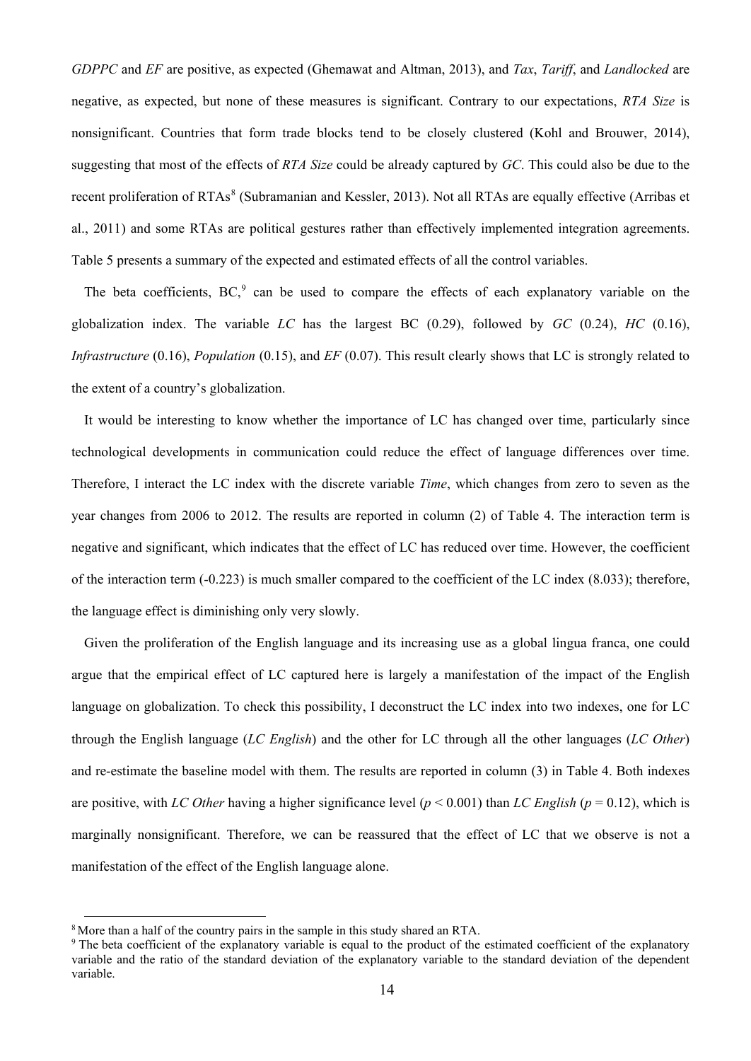*GDPPC* and *EF* are positive, as expected (Ghemawat and Altman, 2013), and *Tax*, *Tariff*, and *Landlocked* are negative, as expected, but none of these measures is significant. Contrary to our expectations, *RTA Size* is nonsignificant. Countries that form trade blocks tend to be closely clustered (Kohl and Brouwer, 2014), suggesting that most of the effects of *RTA Size* could be already captured by *GC*. This could also be due to the recent proliferation of RTAs[8] (Subramanian and Kessler, 2013). Not all RTAs are equally effective (Arribas et al., 2011) and some RTAs are political gestures rather than effectively implemented integration agreements. Table 5 presents a summary of the expected and estimated effects of all the control variables.

The beta coefficients, BC,[9] can be used to compare the effects of each explanatory variable on the globalization index. The variable *LC* has the largest BC (0.29), followed by *GC* (0.24), *HC* (0.16), *Infrastructure* (0.16), *Population* (0.15), and *EF* (0.07). This result clearly shows that LC is strongly related to the extent of a country's globalization.

It would be interesting to know whether the importance of LC has changed over time, particularly since technological developments in communication could reduce the effect of language differences over time. Therefore, I interact the LC index with the discrete variable *Time*, which changes from zero to seven as the year changes from 2006 to 2012. The results are reported in column (2) of Table 4. The interaction term is negative and significant, which indicates that the effect of LC has reduced over time. However, the coefficient of the interaction term (-0.223) is much smaller compared to the coefficient of the LC index (8.033); therefore, the language effect is diminishing only very slowly.

Given the proliferation of the English language and its increasing use as a global lingua franca, one could argue that the empirical effect of LC captured here is largely a manifestation of the impact of the English language on globalization. To check this possibility, I deconstruct the LC index into two indexes, one for LC through the English language (*LC English*) and the other for LC through all the other languages (*LC Other*) and re-estimate the baseline model with them. The results are reported in column (3) in Table 4. Both indexes are positive, with *LC Other* having a higher significance level ($p < 0.001$) than *LC English* ($p = 0.12$), which is marginally nonsignificant. Therefore, we can be reassured that the effect of LC that we observe is not a manifestation of the effect of the English language alone.

---

[8] More than a half of the country pairs in the sample in this study shared an RTA.

[9] The beta coefficient of the explanatory variable is equal to the product of the estimated coefficient of the explanatory variable and the ratio of the standard deviation of the explanatory variable to the standard deviation of the dependent variable.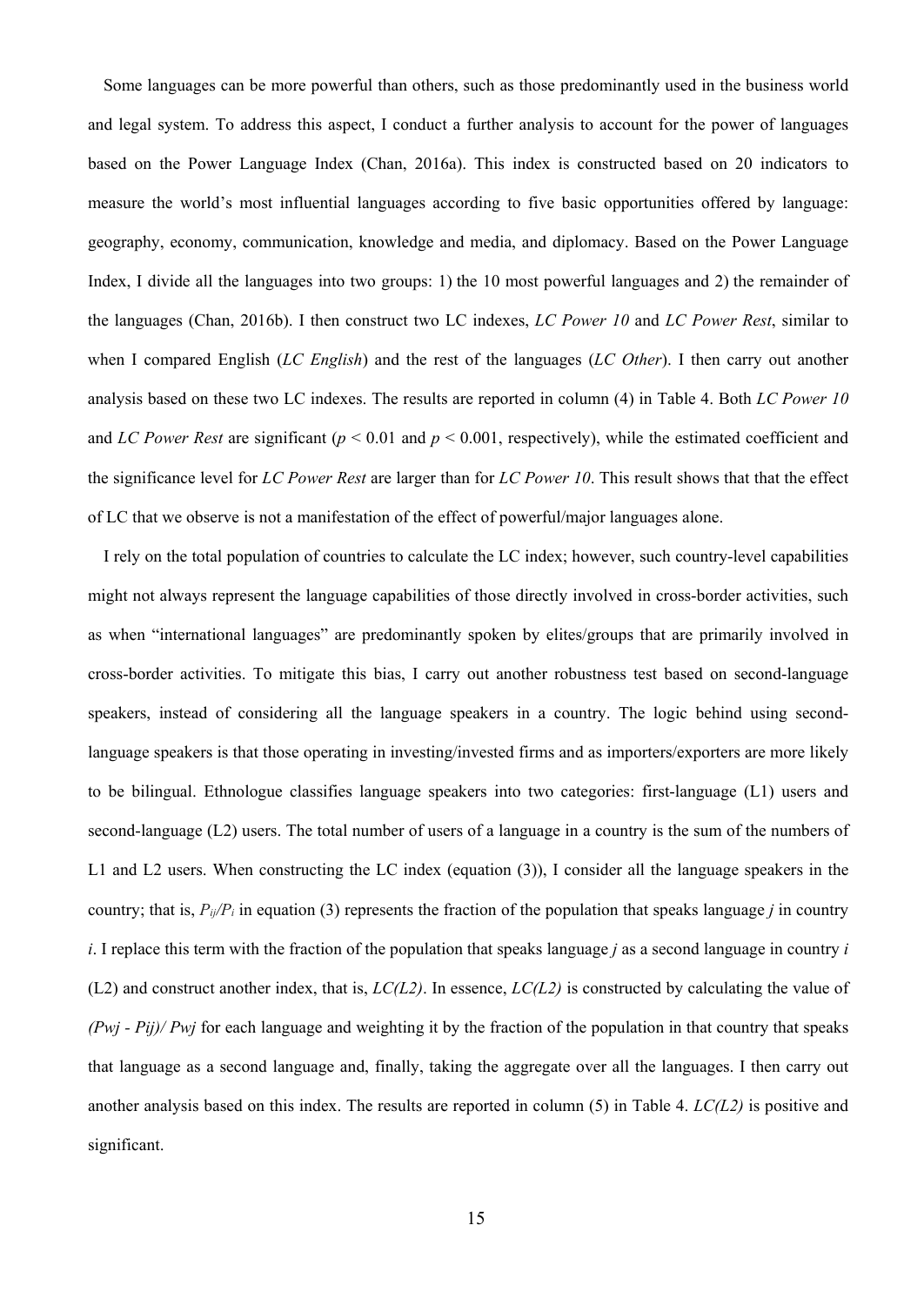Some languages can be more powerful than others, such as those predominantly used in the business world and legal system. To address this aspect, I conduct a further analysis to account for the power of languages based on the Power Language Index (Chan, 2016a). This index is constructed based on 20 indicators to measure the world's most influential languages according to five basic opportunities offered by language: geography, economy, communication, knowledge and media, and diplomacy. Based on the Power Language Index, I divide all the languages into two groups: 1) the 10 most powerful languages and 2) the remainder of the languages (Chan, 2016b). I then construct two LC indexes, *LC Power 10* and *LC Power Rest*, similar to when I compared English (*LC English*) and the rest of the languages (*LC Other*). I then carry out another analysis based on these two LC indexes. The results are reported in column (4) in Table 4. Both *LC Power 10* and *LC Power Rest* are significant ($p < 0.01$ and $p < 0.001$, respectively), while the estimated coefficient and the significance level for *LC Power Rest* are larger than for *LC Power 10*. This result shows that that the effect of LC that we observe is not a manifestation of the effect of powerful/major languages alone.

I rely on the total population of countries to calculate the LC index; however, such country-level capabilities might not always represent the language capabilities of those directly involved in cross-border activities, such as when "international languages" are predominantly spoken by elites/groups that are primarily involved in cross-border activities. To mitigate this bias, I carry out another robustness test based on second-language speakers, instead of considering all the language speakers in a country. The logic behind using second-language speakers is that those operating in investing/invested firms and as importers/exporters are more likely to be bilingual. Ethnologue classifies language speakers into two categories: first-language (L1) users and second-language (L2) users. The total number of users of a language in a country is the sum of the numbers of L1 and L2 users. When constructing the LC index (equation (3)), I consider all the language speakers in the country; that is, $P_{ij}/P_i$ in equation (3) represents the fraction of the population that speaks language $j$ in country $i$. I replace this term with the fraction of the population that speaks language $j$ as a second language in country $i$ (L2) and construct another index, that is, *LC(L2)*. In essence, *LC(L2)* is constructed by calculating the value of $(Pwj - Pij)/Pwj$ for each language and weighting it by the fraction of the population in that country that speaks that language as a second language and, finally, taking the aggregate over all the languages. I then carry out another analysis based on this index. The results are reported in column (5) in Table 4. *LC(L2)* is positive and significant.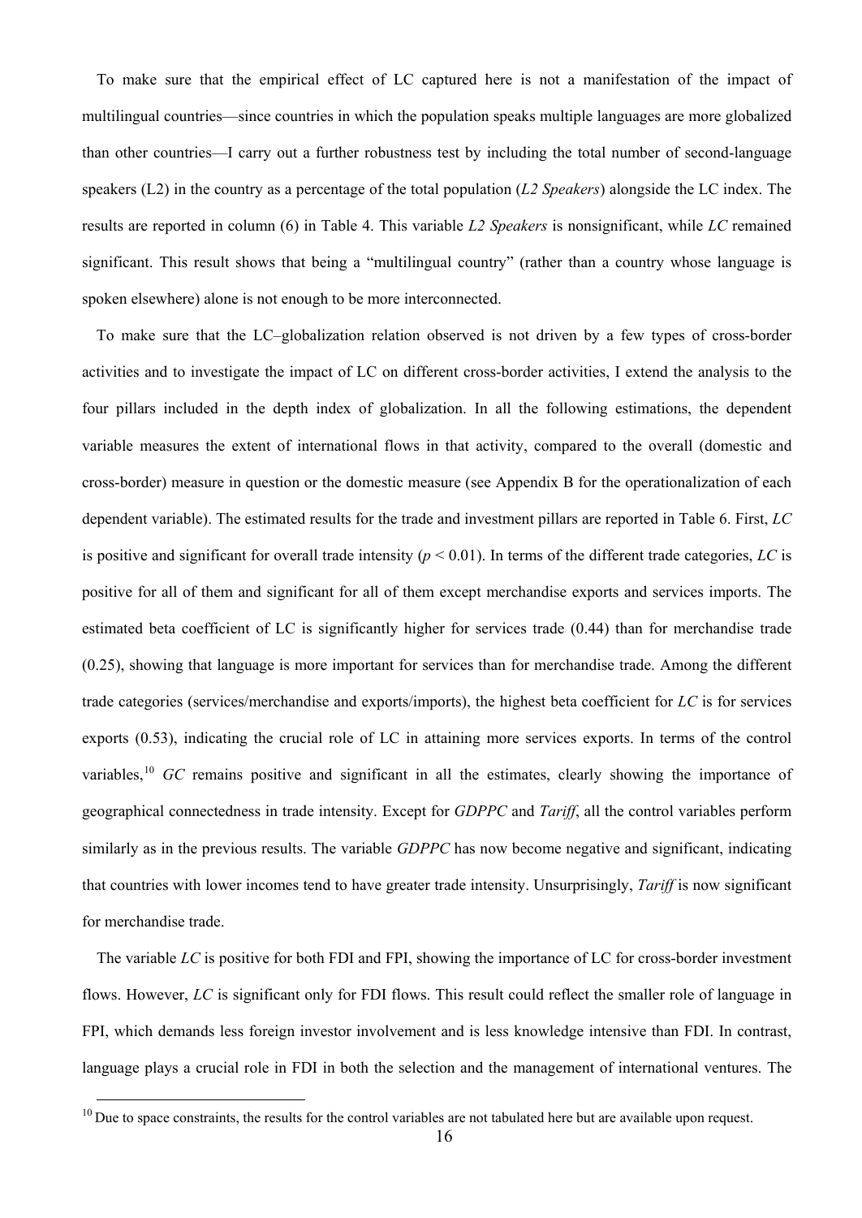To make sure that the empirical effect of LC captured here is not a manifestation of the impact of multilingual countries—since countries in which the population speaks multiple languages are more globalized than other countries—I carry out a further robustness test by including the total number of second-language speakers (L2) in the country as a percentage of the total population (*L2 Speakers*) alongside the LC index. The results are reported in column (6) in Table 4. This variable *L2 Speakers* is nonsignificant, while *LC* remained significant. This result shows that being a "multilingual country" (rather than a country whose language is spoken elsewhere) alone is not enough to be more interconnected.

To make sure that the LC–globalization relation observed is not driven by a few types of cross-border activities and to investigate the impact of LC on different cross-border activities, I extend the analysis to the four pillars included in the depth index of globalization. In all the following estimations, the dependent variable measures the extent of international flows in that activity, compared to the overall (domestic and cross-border) measure in question or the domestic measure (see Appendix B for the operationalization of each dependent variable). The estimated results for the trade and investment pillars are reported in Table 6. First, *LC* is positive and significant for overall trade intensity ($p < 0.01$). In terms of the different trade categories, *LC* is positive for all of them and significant for all of them except merchandise exports and services imports. The estimated beta coefficient of LC is significantly higher for services trade (0.44) than for merchandise trade (0.25), showing that language is more important for services than for merchandise trade. Among the different trade categories (services/merchandise and exports/imports), the highest beta coefficient for *LC* is for services exports (0.53), indicating the crucial role of LC in attaining more services exports. In terms of the control variables,[10] *GC* remains positive and significant in all the estimates, clearly showing the importance of geographical connectedness in trade intensity. Except for *GDPPC* and *Tariff*, all the control variables perform similarly as in the previous results. The variable *GDPPC* has now become negative and significant, indicating that countries with lower incomes tend to have greater trade intensity. Unsurprisingly, *Tariff* is now significant for merchandise trade.

The variable *LC* is positive for both FDI and FPI, showing the importance of LC for cross-border investment flows. However, *LC* is significant only for FDI flows. This result could reflect the smaller role of language in FPI, which demands less foreign investor involvement and is less knowledge intensive than FDI. In contrast, language plays a crucial role in FDI in both the selection and the management of international ventures. The

[10] Due to space constraints, the results for the control variables are not tabulated here but are available upon request.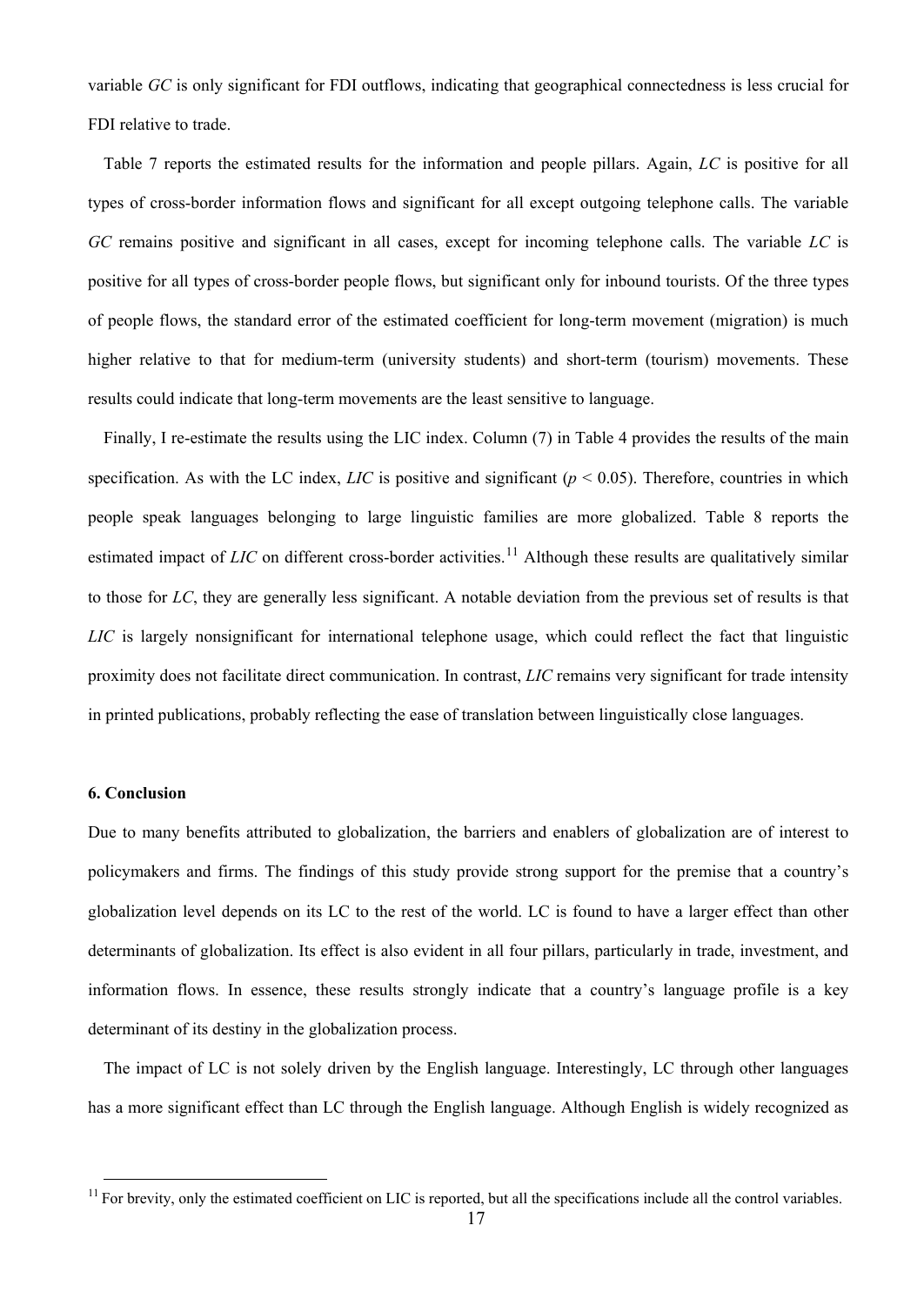variable *GC* is only significant for FDI outflows, indicating that geographical connectedness is less crucial for FDI relative to trade.

Table 7 reports the estimated results for the information and people pillars. Again, *LC* is positive for all types of cross-border information flows and significant for all except outgoing telephone calls. The variable *GC* remains positive and significant in all cases, except for incoming telephone calls. The variable *LC* is positive for all types of cross-border people flows, but significant only for inbound tourists. Of the three types of people flows, the standard error of the estimated coefficient for long-term movement (migration) is much higher relative to that for medium-term (university students) and short-term (tourism) movements. These results could indicate that long-term movements are the least sensitive to language.

Finally, I re-estimate the results using the LIC index. Column (7) in Table 4 provides the results of the main specification. As with the LC index, *LIC* is positive and significant ($p < 0.05$). Therefore, countries in which people speak languages belonging to large linguistic families are more globalized. Table 8 reports the estimated impact of *LIC* on different cross-border activities.[11] Although these results are qualitatively similar to those for *LC*, they are generally less significant. A notable deviation from the previous set of results is that *LIC* is largely nonsignificant for international telephone usage, which could reflect the fact that linguistic proximity does not facilitate direct communication. In contrast, *LIC* remains very significant for trade intensity in printed publications, probably reflecting the ease of translation between linguistically close languages.

### 6. Conclusion

Due to many benefits attributed to globalization, the barriers and enablers of globalization are of interest to policymakers and firms. The findings of this study provide strong support for the premise that a country's globalization level depends on its LC to the rest of the world. LC is found to have a larger effect than other determinants of globalization. Its effect is also evident in all four pillars, particularly in trade, investment, and information flows. In essence, these results strongly indicate that a country's language profile is a key determinant of its destiny in the globalization process.

The impact of LC is not solely driven by the English language. Interestingly, LC through other languages has a more significant effect than LC through the English language. Although English is widely recognized as

[11] For brevity, only the estimated coefficient on LIC is reported, but all the specifications include all the control variables.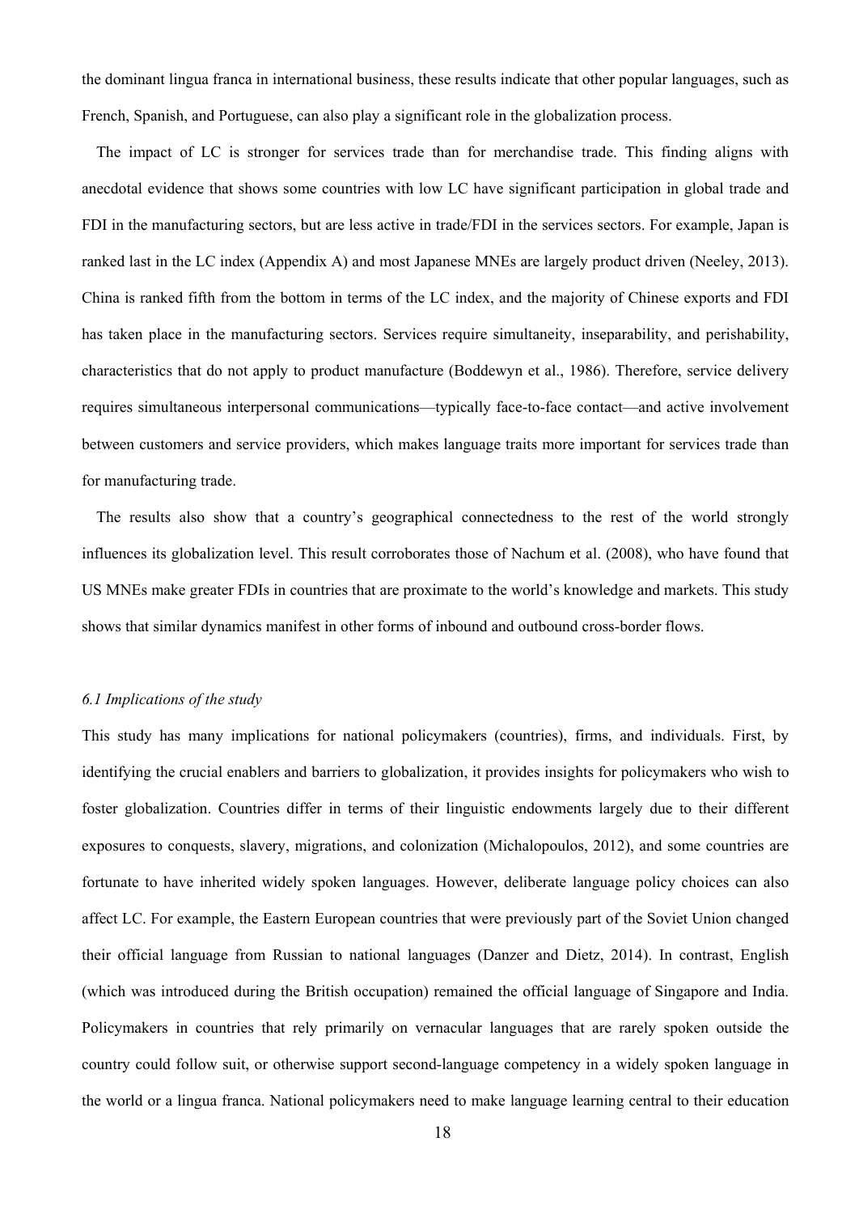the dominant lingua franca in international business, these results indicate that other popular languages, such as French, Spanish, and Portuguese, can also play a significant role in the globalization process.

The impact of LC is stronger for services trade than for merchandise trade. This finding aligns with anecdotal evidence that shows some countries with low LC have significant participation in global trade and FDI in the manufacturing sectors, but are less active in trade/FDI in the services sectors. For example, Japan is ranked last in the LC index (Appendix A) and most Japanese MNEs are largely product driven (Neeley, 2013). China is ranked fifth from the bottom in terms of the LC index, and the majority of Chinese exports and FDI has taken place in the manufacturing sectors. Services require simultaneity, inseparability, and perishability, characteristics that do not apply to product manufacture (Boddewyn et al., 1986). Therefore, service delivery requires simultaneous interpersonal communications—typically face-to-face contact—and active involvement between customers and service providers, which makes language traits more important for services trade than for manufacturing trade.

The results also show that a country's geographical connectedness to the rest of the world strongly influences its globalization level. This result corroborates those of Nachum et al. (2008), who have found that US MNEs make greater FDIs in countries that are proximate to the world's knowledge and markets. This study shows that similar dynamics manifest in other forms of inbound and outbound cross-border flows.

### *6.1 Implications of the study*

This study has many implications for national policymakers (countries), firms, and individuals. First, by identifying the crucial enablers and barriers to globalization, it provides insights for policymakers who wish to foster globalization. Countries differ in terms of their linguistic endowments largely due to their different exposures to conquests, slavery, migrations, and colonization (Michalopoulos, 2012), and some countries are fortunate to have inherited widely spoken languages. However, deliberate language policy choices can also affect LC. For example, the Eastern European countries that were previously part of the Soviet Union changed their official language from Russian to national languages (Danzer and Dietz, 2014). In contrast, English (which was introduced during the British occupation) remained the official language of Singapore and India. Policymakers in countries that rely primarily on vernacular languages that are rarely spoken outside the country could follow suit, or otherwise support second-language competency in a widely spoken language in the world or a lingua franca. National policymakers need to make language learning central to their education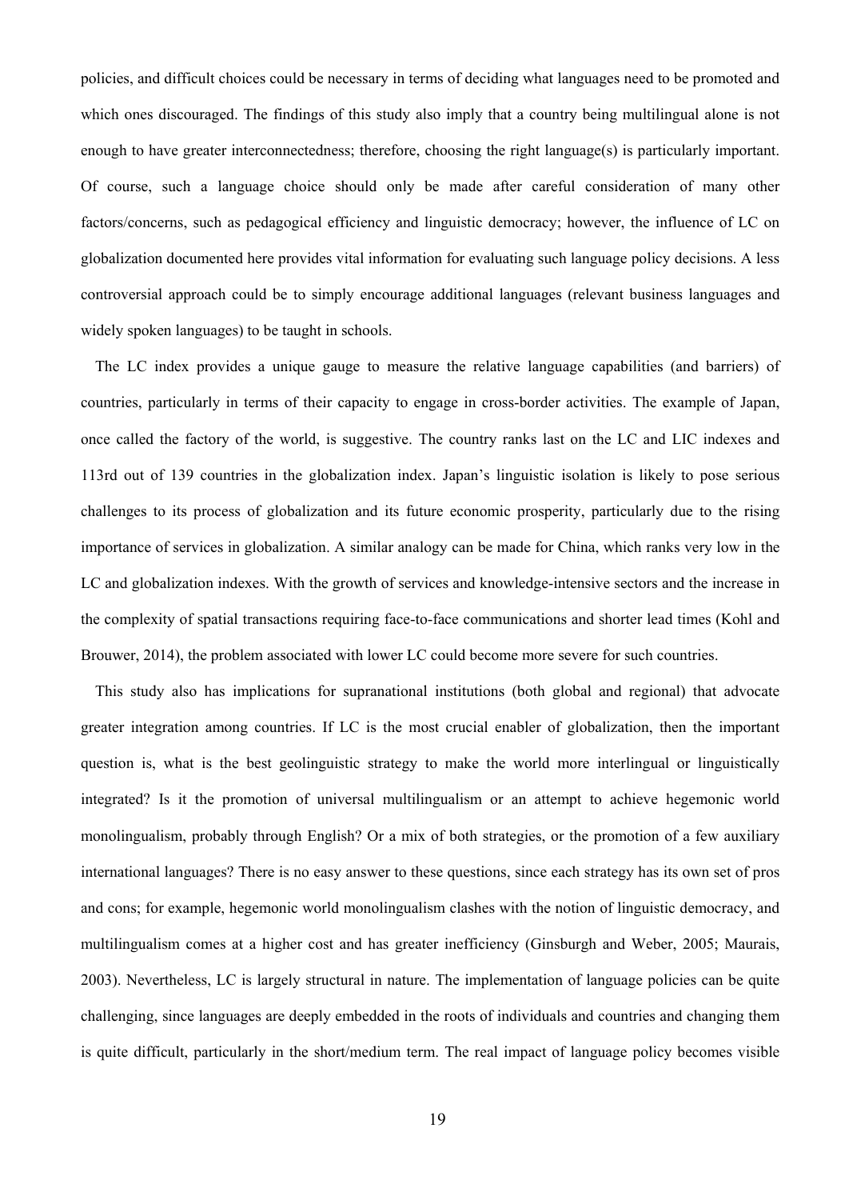policies, and difficult choices could be necessary in terms of deciding what languages need to be promoted and which ones discouraged. The findings of this study also imply that a country being multilingual alone is not enough to have greater interconnectedness; therefore, choosing the right language(s) is particularly important. Of course, such a language choice should only be made after careful consideration of many other factors/concerns, such as pedagogical efficiency and linguistic democracy; however, the influence of LC on globalization documented here provides vital information for evaluating such language policy decisions. A less controversial approach could be to simply encourage additional languages (relevant business languages and widely spoken languages) to be taught in schools.

The LC index provides a unique gauge to measure the relative language capabilities (and barriers) of countries, particularly in terms of their capacity to engage in cross-border activities. The example of Japan, once called the factory of the world, is suggestive. The country ranks last on the LC and LIC indexes and 113rd out of 139 countries in the globalization index. Japan's linguistic isolation is likely to pose serious challenges to its process of globalization and its future economic prosperity, particularly due to the rising importance of services in globalization. A similar analogy can be made for China, which ranks very low in the LC and globalization indexes. With the growth of services and knowledge-intensive sectors and the increase in the complexity of spatial transactions requiring face-to-face communications and shorter lead times (Kohl and Brouwer, 2014), the problem associated with lower LC could become more severe for such countries.

This study also has implications for supranational institutions (both global and regional) that advocate greater integration among countries. If LC is the most crucial enabler of globalization, then the important question is, what is the best geolinguistic strategy to make the world more interlingual or linguistically integrated? Is it the promotion of universal multilingualism or an attempt to achieve hegemonic world monolingualism, probably through English? Or a mix of both strategies, or the promotion of a few auxiliary international languages? There is no easy answer to these questions, since each strategy has its own set of pros and cons; for example, hegemonic world monolingualism clashes with the notion of linguistic democracy, and multilingualism comes at a higher cost and has greater inefficiency (Ginsburgh and Weber, 2005; Maurais, 2003). Nevertheless, LC is largely structural in nature. The implementation of language policies can be quite challenging, since languages are deeply embedded in the roots of individuals and countries and changing them is quite difficult, particularly in the short/medium term. The real impact of language policy becomes visible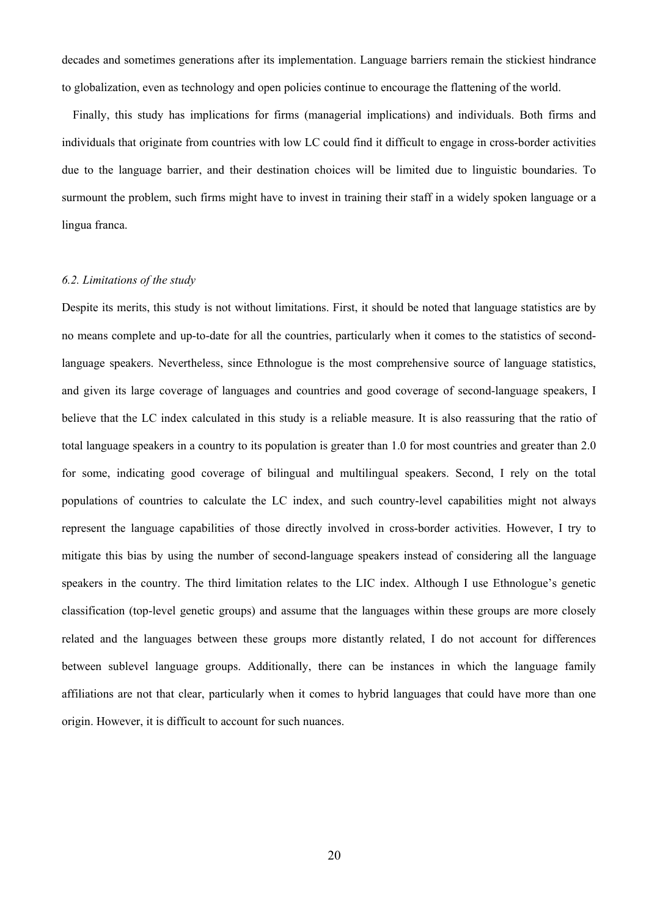decades and sometimes generations after its implementation. Language barriers remain the stickiest hindrance to globalization, even as technology and open policies continue to encourage the flattening of the world.

Finally, this study has implications for firms (managerial implications) and individuals. Both firms and individuals that originate from countries with low LC could find it difficult to engage in cross-border activities due to the language barrier, and their destination choices will be limited due to linguistic boundaries. To surmount the problem, such firms might have to invest in training their staff in a widely spoken language or a lingua franca.

### *6.2. Limitations of the study*

Despite its merits, this study is not without limitations. First, it should be noted that language statistics are by no means complete and up-to-date for all the countries, particularly when it comes to the statistics of second-language speakers. Nevertheless, since Ethnologue is the most comprehensive source of language statistics, and given its large coverage of languages and countries and good coverage of second-language speakers, I believe that the LC index calculated in this study is a reliable measure. It is also reassuring that the ratio of total language speakers in a country to its population is greater than 1.0 for most countries and greater than 2.0 for some, indicating good coverage of bilingual and multilingual speakers. Second, I rely on the total populations of countries to calculate the LC index, and such country-level capabilities might not always represent the language capabilities of those directly involved in cross-border activities. However, I try to mitigate this bias by using the number of second-language speakers instead of considering all the language speakers in the country. The third limitation relates to the LIC index. Although I use Ethnologue's genetic classification (top-level genetic groups) and assume that the languages within these groups are more closely related and the languages between these groups more distantly related, I do not account for differences between sublevel language groups. Additionally, there can be instances in which the language family affiliations are not that clear, particularly when it comes to hybrid languages that could have more than one origin. However, it is difficult to account for such nuances.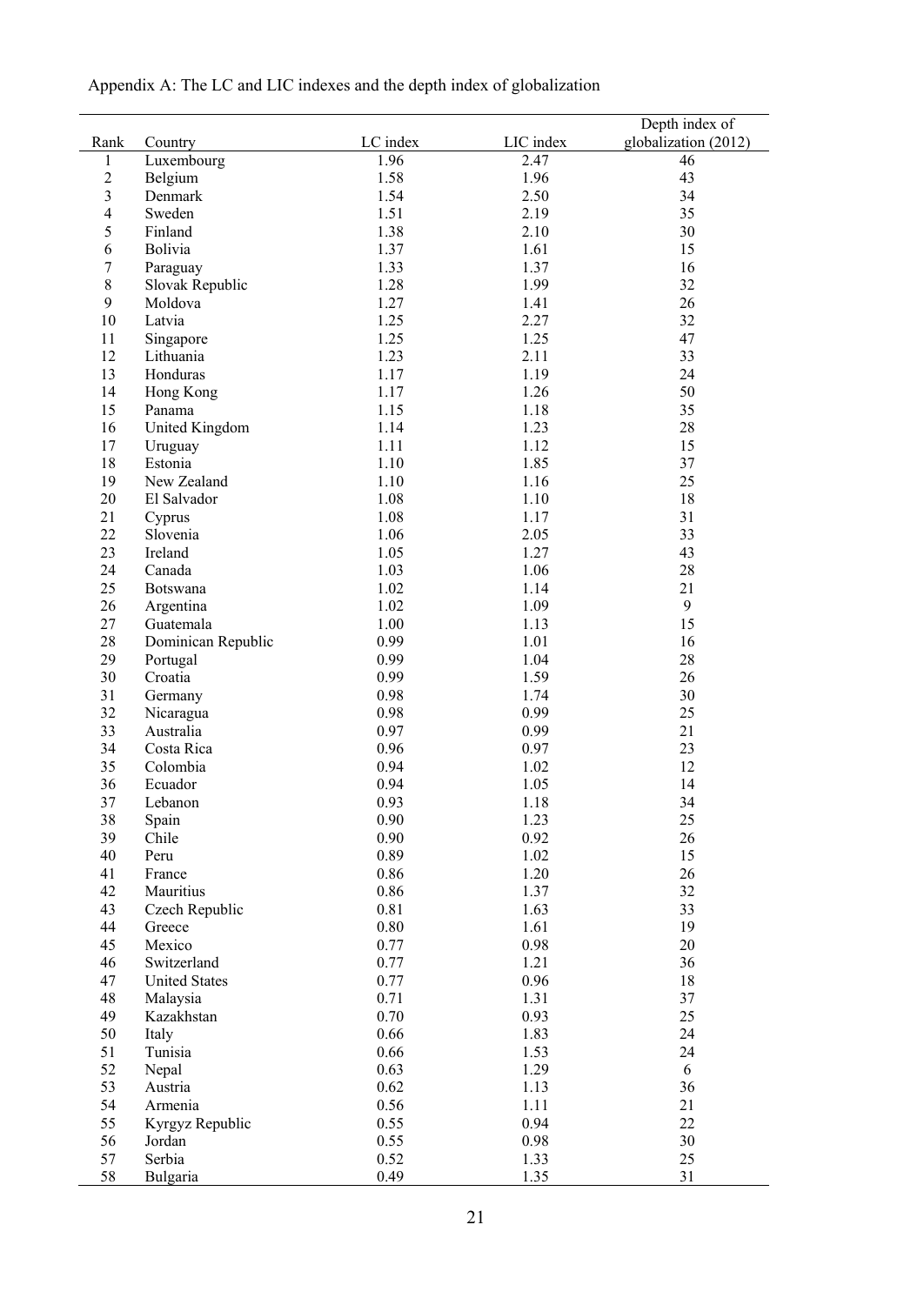Appendix A: The LC and LIC indexes and the depth index of globalization

| Rank | Country | LC index | LIC index | Depth index of globalization (2012) |
|---|---|---|---|---|
| 1 | Luxembourg | 1.96 | 2.47 | 46 |
| 2 | Belgium | 1.58 | 1.96 | 43 |
| 3 | Denmark | 1.54 | 2.50 | 34 |
| 4 | Sweden | 1.51 | 2.19 | 35 |
| 5 | Finland | 1.38 | 2.10 | 30 |
| 6 | Bolivia | 1.37 | 1.61 | 15 |
| 7 | Paraguay | 1.33 | 1.37 | 16 |
| 8 | Slovak Republic | 1.28 | 1.99 | 32 |
| 9 | Moldova | 1.27 | 1.41 | 26 |
| 10 | Latvia | 1.25 | 2.27 | 32 |
| 11 | Singapore | 1.25 | 1.25 | 47 |
| 12 | Lithuania | 1.23 | 2.11 | 33 |
| 13 | Honduras | 1.17 | 1.19 | 24 |
| 14 | Hong Kong | 1.17 | 1.26 | 50 |
| 15 | Panama | 1.15 | 1.18 | 35 |
| 16 | United Kingdom | 1.14 | 1.23 | 28 |
| 17 | Uruguay | 1.11 | 1.12 | 15 |
| 18 | Estonia | 1.10 | 1.85 | 37 |
| 19 | New Zealand | 1.10 | 1.16 | 25 |
| 20 | El Salvador | 1.08 | 1.10 | 18 |
| 21 | Cyprus | 1.08 | 1.17 | 31 |
| 22 | Slovenia | 1.06 | 2.05 | 33 |
| 23 | Ireland | 1.05 | 1.27 | 43 |
| 24 | Canada | 1.03 | 1.06 | 28 |
| 25 | Botswana | 1.02 | 1.14 | 21 |
| 26 | Argentina | 1.02 | 1.09 | 9 |
| 27 | Guatemala | 1.00 | 1.13 | 15 |
| 28 | Dominican Republic | 0.99 | 1.01 | 16 |
| 29 | Portugal | 0.99 | 1.04 | 28 |
| 30 | Croatia | 0.99 | 1.59 | 26 |
| 31 | Germany | 0.98 | 1.74 | 30 |
| 32 | Nicaragua | 0.98 | 0.99 | 25 |
| 33 | Australia | 0.97 | 0.99 | 21 |
| 34 | Costa Rica | 0.96 | 0.97 | 23 |
| 35 | Colombia | 0.94 | 1.02 | 12 |
| 36 | Ecuador | 0.94 | 1.05 | 14 |
| 37 | Lebanon | 0.93 | 1.18 | 34 |
| 38 | Spain | 0.90 | 1.23 | 25 |
| 39 | Chile | 0.90 | 0.92 | 26 |
| 40 | Peru | 0.89 | 1.02 | 15 |
| 41 | France | 0.86 | 1.20 | 26 |
| 42 | Mauritius | 0.86 | 1.37 | 32 |
| 43 | Czech Republic | 0.81 | 1.63 | 33 |
| 44 | Greece | 0.80 | 1.61 | 19 |
| 45 | Mexico | 0.77 | 0.98 | 20 |
| 46 | Switzerland | 0.77 | 1.21 | 36 |
| 47 | United States | 0.77 | 0.96 | 18 |
| 48 | Malaysia | 0.71 | 1.31 | 37 |
| 49 | Kazakhstan | 0.70 | 0.93 | 25 |
| 50 | Italy | 0.66 | 1.83 | 24 |
| 51 | Tunisia | 0.66 | 1.53 | 24 |
| 52 | Nepal | 0.63 | 1.29 | 6 |
| 53 | Austria | 0.62 | 1.13 | 36 |
| 54 | Armenia | 0.56 | 1.11 | 21 |
| 55 | Kyrgyz Republic | 0.55 | 0.94 | 22 |
| 56 | Jordan | 0.55 | 0.98 | 30 |
| 57 | Serbia | 0.52 | 1.33 | 25 |
| 58 | Bulgaria | 0.49 | 1.35 | 31 |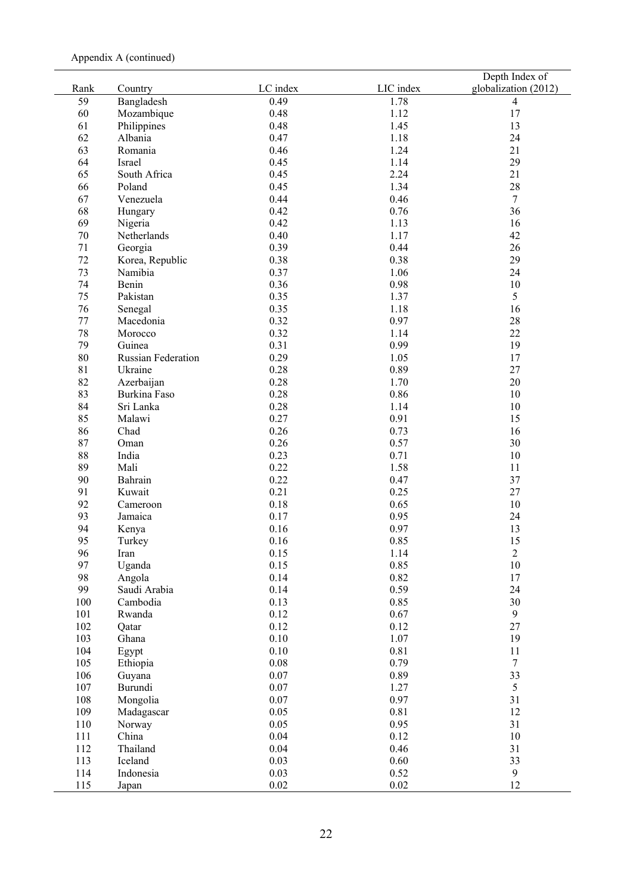Appendix A (continued)

| Rank | Country | LC index | LIC index | Depth Index of globalization (2012) |
|---|---|---|---|---|
| 59 | Bangladesh | 0.49 | 1.78 | 4 |
| 60 | Mozambique | 0.48 | 1.12 | 17 |
| 61 | Philippines | 0.48 | 1.45 | 13 |
| 62 | Albania | 0.47 | 1.18 | 24 |
| 63 | Romania | 0.46 | 1.24 | 21 |
| 64 | Israel | 0.45 | 1.14 | 29 |
| 65 | South Africa | 0.45 | 2.24 | 21 |
| 66 | Poland | 0.45 | 1.34 | 28 |
| 67 | Venezuela | 0.44 | 0.46 | 7 |
| 68 | Hungary | 0.42 | 0.76 | 36 |
| 69 | Nigeria | 0.42 | 1.13 | 16 |
| 70 | Netherlands | 0.40 | 1.17 | 42 |
| 71 | Georgia | 0.39 | 0.44 | 26 |
| 72 | Korea, Republic | 0.38 | 0.38 | 29 |
| 73 | Namibia | 0.37 | 1.06 | 24 |
| 74 | Benin | 0.36 | 0.98 | 10 |
| 75 | Pakistan | 0.35 | 1.37 | 5 |
| 76 | Senegal | 0.35 | 1.18 | 16 |
| 77 | Macedonia | 0.32 | 0.97 | 28 |
| 78 | Morocco | 0.32 | 1.14 | 22 |
| 79 | Guinea | 0.31 | 0.99 | 19 |
| 80 | Russian Federation | 0.29 | 1.05 | 17 |
| 81 | Ukraine | 0.28 | 0.89 | 27 |
| 82 | Azerbaijan | 0.28 | 1.70 | 20 |
| 83 | Burkina Faso | 0.28 | 0.86 | 10 |
| 84 | Sri Lanka | 0.28 | 1.14 | 10 |
| 85 | Malawi | 0.27 | 0.91 | 15 |
| 86 | Chad | 0.26 | 0.73 | 16 |
| 87 | Oman | 0.26 | 0.57 | 30 |
| 88 | India | 0.23 | 0.71 | 10 |
| 89 | Mali | 0.22 | 1.58 | 11 |
| 90 | Bahrain | 0.22 | 0.47 | 37 |
| 91 | Kuwait | 0.21 | 0.25 | 27 |
| 92 | Cameroon | 0.18 | 0.65 | 10 |
| 93 | Jamaica | 0.17 | 0.95 | 24 |
| 94 | Kenya | 0.16 | 0.97 | 13 |
| 95 | Turkey | 0.16 | 0.85 | 15 |
| 96 | Iran | 0.15 | 1.14 | 2 |
| 97 | Uganda | 0.15 | 0.85 | 10 |
| 98 | Angola | 0.14 | 0.82 | 17 |
| 99 | Saudi Arabia | 0.14 | 0.59 | 24 |
| 100 | Cambodia | 0.13 | 0.85 | 30 |
| 101 | Rwanda | 0.12 | 0.67 | 9 |
| 102 | Qatar | 0.12 | 0.12 | 27 |
| 103 | Ghana | 0.10 | 1.07 | 19 |
| 104 | Egypt | 0.10 | 0.81 | 11 |
| 105 | Ethiopia | 0.08 | 0.79 | 7 |
| 106 | Guyana | 0.07 | 0.89 | 33 |
| 107 | Burundi | 0.07 | 1.27 | 5 |
| 108 | Mongolia | 0.07 | 0.97 | 31 |
| 109 | Madagascar | 0.05 | 0.81 | 12 |
| 110 | Norway | 0.05 | 0.95 | 31 |
| 111 | China | 0.04 | 0.12 | 10 |
| 112 | Thailand | 0.04 | 0.46 | 31 |
| 113 | Iceland | 0.03 | 0.60 | 33 |
| 114 | Indonesia | 0.03 | 0.52 | 9 |
| 115 | Japan | 0.02 | 0.02 | 12 |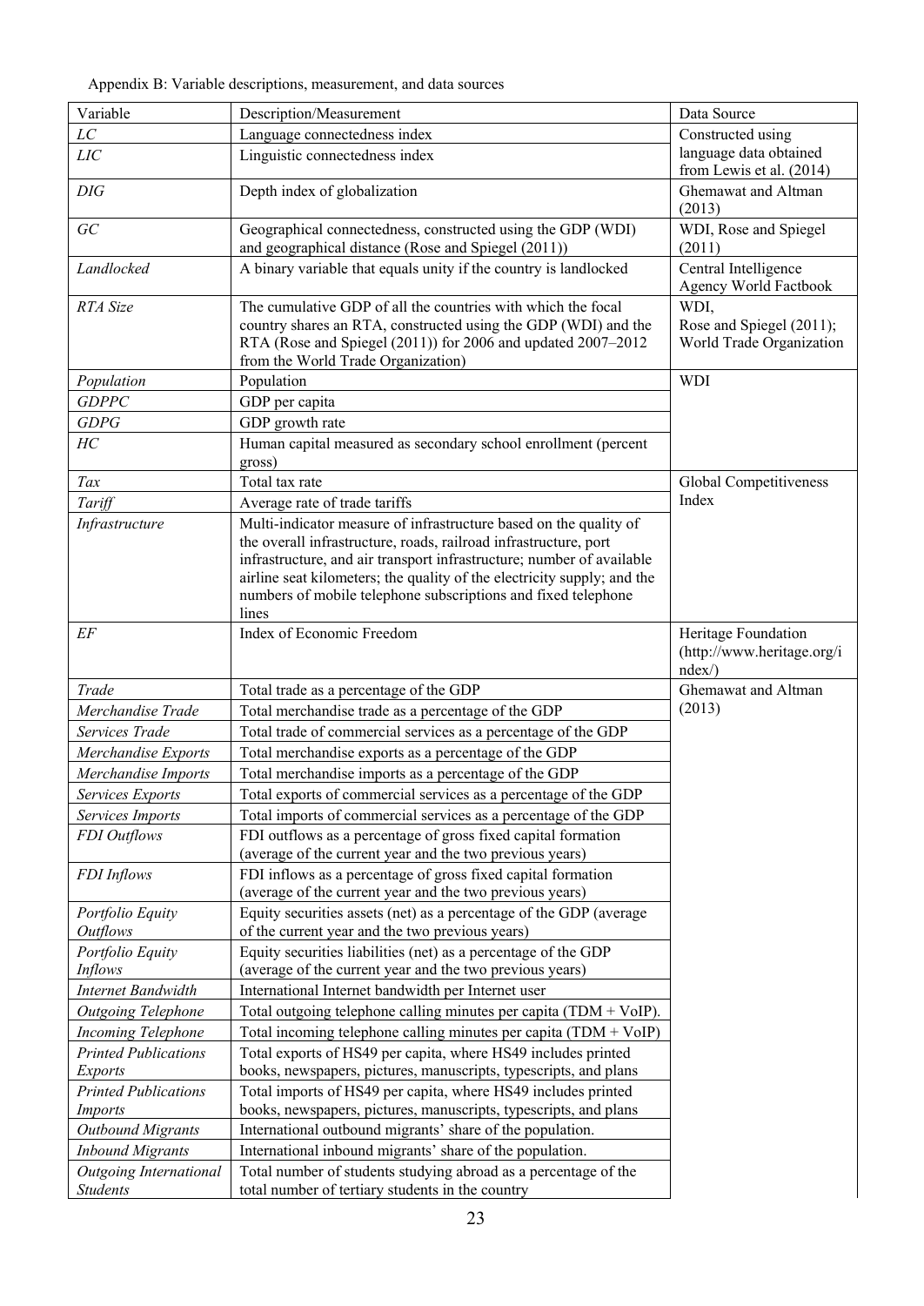Appendix B: Variable descriptions, measurement, and data sources

| Variable | Description/Measurement | Data Source |
|---|---|---|
| *LC* | Language connectedness index | Constructed using language data obtained from Lewis et al. (2014) |
| *LIC* | Linguistic connectedness index | |
| *DIG* | Depth index of globalization | Ghemawat and Altman (2013) |
| *GC* | Geographical connectedness, constructed using the GDP (WDI) and geographical distance (Rose and Spiegel (2011)) | WDI, Rose and Spiegel (2011) |
| *Landlocked* | A binary variable that equals unity if the country is landlocked | Central Intelligence Agency World Factbook |
| *RTA Size* | The cumulative GDP of all the countries with which the focal country shares an RTA, constructed using the GDP (WDI) and the RTA (Rose and Spiegel (2011)) for 2006 and updated 2007–2012 from the World Trade Organization) | WDI, Rose and Spiegel (2011); World Trade Organization |
| *Population* | Population | WDI |
| *GDPPC* | GDP per capita | |
| *GDPG* | GDP growth rate | |
| *HC* | Human capital measured as secondary school enrollment (percent gross) | |
| *Tax* | Total tax rate | Global Competitiveness Index |
| *Tariff* | Average rate of trade tariffs | |
| *Infrastructure* | Multi-indicator measure of infrastructure based on the quality of the overall infrastructure, roads, railroad infrastructure, port infrastructure, and air transport infrastructure; number of available airline seat kilometers; the quality of the electricity supply; and the numbers of mobile telephone subscriptions and fixed telephone lines | |
| *EF* | Index of Economic Freedom | Heritage Foundation (http://www.heritage.org/index/) |
| *Trade* | Total trade as a percentage of the GDP | Ghemawat and Altman (2013) |
| *Merchandise Trade* | Total merchandise trade as a percentage of the GDP | |
| *Services Trade* | Total trade of commercial services as a percentage of the GDP | |
| *Merchandise Exports* | Total merchandise exports as a percentage of the GDP | |
| *Merchandise Imports* | Total merchandise imports as a percentage of the GDP | |
| *Services Exports* | Total exports of commercial services as a percentage of the GDP | |
| *Services Imports* | Total imports of commercial services as a percentage of the GDP | |
| *FDI Outflows* | FDI outflows as a percentage of gross fixed capital formation (average of the current year and the two previous years) | |
| *FDI Inflows* | FDI inflows as a percentage of gross fixed capital formation (average of the current year and the two previous years) | |
| *Portfolio Equity Outflows* | Equity securities assets (net) as a percentage of the GDP (average of the current year and the two previous years) | |
| *Portfolio Equity Inflows* | Equity securities liabilities (net) as a percentage of the GDP (average of the current year and the two previous years) | |
| *Internet Bandwidth* | International Internet bandwidth per Internet user | |
| *Outgoing Telephone* | Total outgoing telephone calling minutes per capita (TDM + VoIP). | |
| *Incoming Telephone* | Total incoming telephone calling minutes per capita (TDM + VoIP) | |
| *Printed Publications Exports* | Total exports of HS49 per capita, where HS49 includes printed books, newspapers, pictures, manuscripts, typescripts, and plans | |
| *Printed Publications Imports* | Total imports of HS49 per capita, where HS49 includes printed books, newspapers, pictures, manuscripts, typescripts, and plans | |
| *Outbound Migrants* | International outbound migrants' share of the population. | |
| *Inbound Migrants* | International inbound migrants' share of the population. | |
| *Outgoing International Students* | Total number of students studying abroad as a percentage of the total number of tertiary students in the country | |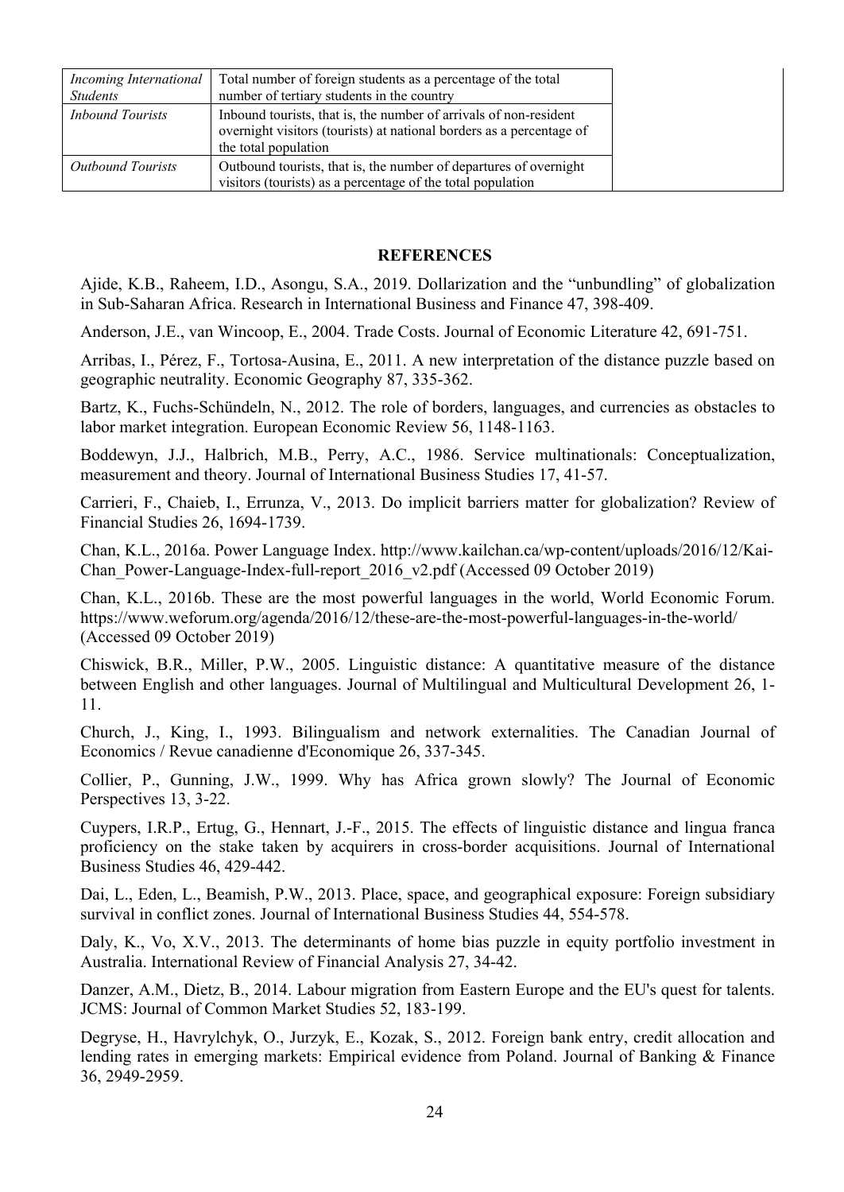| | |
|---|---|
| *Incoming International Students* | Total number of foreign students as a percentage of the total number of tertiary students in the country |
| *Inbound Tourists* | Inbound tourists, that is, the number of arrivals of non-resident overnight visitors (tourists) at national borders as a percentage of the total population |
| *Outbound Tourists* | Outbound tourists, that is, the number of departures of overnight visitors (tourists) as a percentage of the total population |

## REFERENCES

Ajide, K.B., Raheem, I.D., Asongu, S.A., 2019. Dollarization and the "unbundling" of globalization in Sub-Saharan Africa. Research in International Business and Finance 47, 398-409.

Anderson, J.E., van Wincoop, E., 2004. Trade Costs. Journal of Economic Literature 42, 691-751.

Arribas, I., Pérez, F., Tortosa-Ausina, E., 2011. A new interpretation of the distance puzzle based on geographic neutrality. Economic Geography 87, 335-362.

Bartz, K., Fuchs-Schündeln, N., 2012. The role of borders, languages, and currencies as obstacles to labor market integration. European Economic Review 56, 1148-1163.

Boddewyn, J.J., Halbrich, M.B., Perry, A.C., 1986. Service multinationals: Conceptualization, measurement and theory. Journal of International Business Studies 17, 41-57.

Carrieri, F., Chaieb, I., Errunza, V., 2013. Do implicit barriers matter for globalization? Review of Financial Studies 26, 1694-1739.

Chan, K.L., 2016a. Power Language Index. http://www.kailchan.ca/wp-content/uploads/2016/12/Kai-Chan_Power-Language-Index-full-report_2016_v2.pdf (Accessed 09 October 2019)

Chan, K.L., 2016b. These are the most powerful languages in the world, World Economic Forum. https://www.weforum.org/agenda/2016/12/these-are-the-most-powerful-languages-in-the-world/ (Accessed 09 October 2019)

Chiswick, B.R., Miller, P.W., 2005. Linguistic distance: A quantitative measure of the distance between English and other languages. Journal of Multilingual and Multicultural Development 26, 1-11.

Church, J., King, I., 1993. Bilingualism and network externalities. The Canadian Journal of Economics / Revue canadienne d'Economique 26, 337-345.

Collier, P., Gunning, J.W., 1999. Why has Africa grown slowly? The Journal of Economic Perspectives 13, 3-22.

Cuypers, I.R.P., Ertug, G., Hennart, J.-F., 2015. The effects of linguistic distance and lingua franca proficiency on the stake taken by acquirers in cross-border acquisitions. Journal of International Business Studies 46, 429-442.

Dai, L., Eden, L., Beamish, P.W., 2013. Place, space, and geographical exposure: Foreign subsidiary survival in conflict zones. Journal of International Business Studies 44, 554-578.

Daly, K., Vo, X.V., 2013. The determinants of home bias puzzle in equity portfolio investment in Australia. International Review of Financial Analysis 27, 34-42.

Danzer, A.M., Dietz, B., 2014. Labour migration from Eastern Europe and the EU's quest for talents. JCMS: Journal of Common Market Studies 52, 183-199.

Degryse, H., Havrylchyk, O., Jurzyk, E., Kozak, S., 2012. Foreign bank entry, credit allocation and lending rates in emerging markets: Empirical evidence from Poland. Journal of Banking & Finance 36, 2949-2959.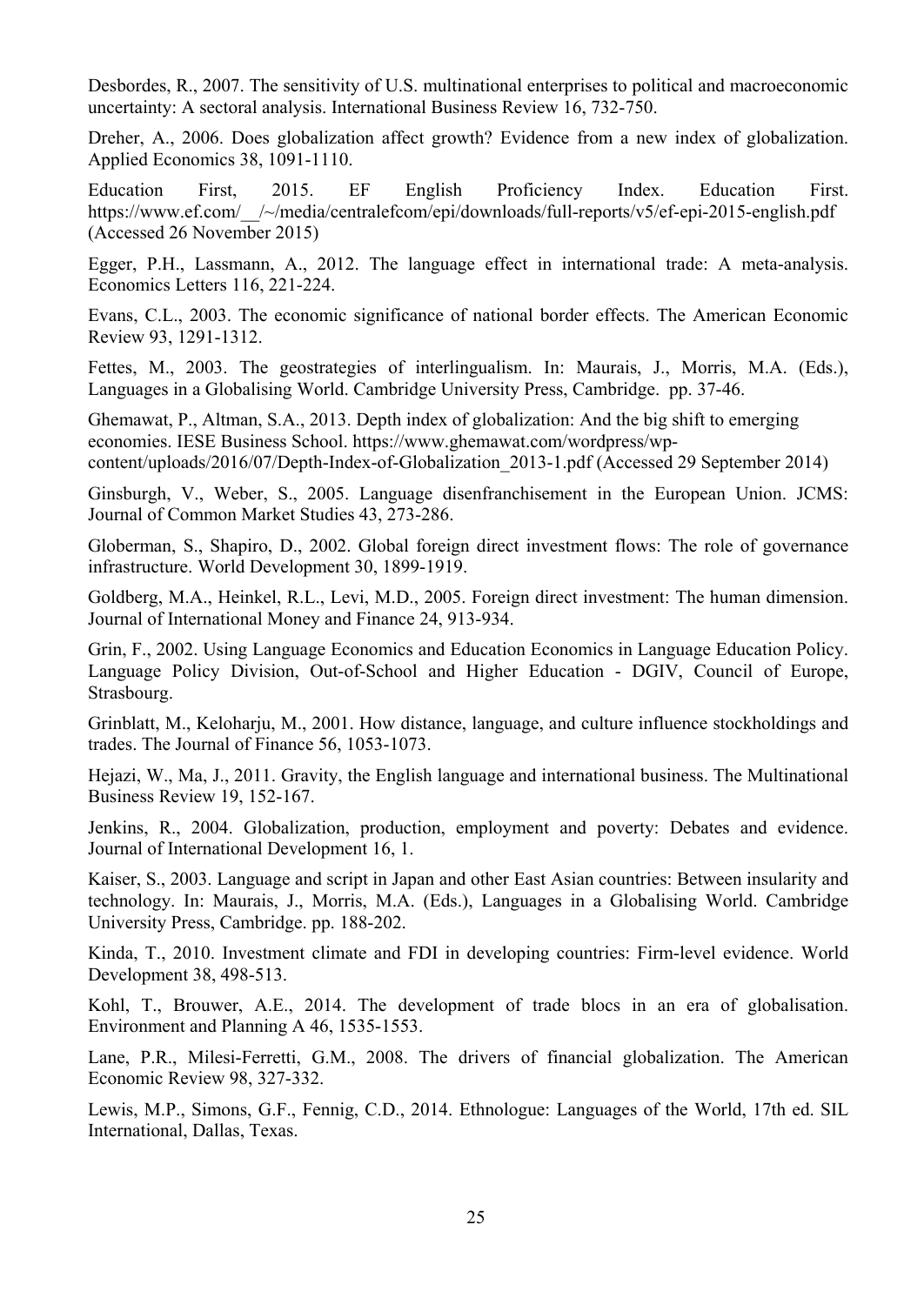Desbordes, R., 2007. The sensitivity of U.S. multinational enterprises to political and macroeconomic uncertainty: A sectoral analysis. International Business Review 16, 732-750.

Dreher, A., 2006. Does globalization affect growth? Evidence from a new index of globalization. Applied Economics 38, 1091-1110.

Education First, 2015. EF English Proficiency Index. Education First. https://www.ef.com/__/~/media/centralefcom/epi/downloads/full-reports/v5/ef-epi-2015-english.pdf (Accessed 26 November 2015)

Egger, P.H., Lassmann, A., 2012. The language effect in international trade: A meta-analysis. Economics Letters 116, 221-224.

Evans, C.L., 2003. The economic significance of national border effects. The American Economic Review 93, 1291-1312.

Fettes, M., 2003. The geostrategies of interlingualism. In: Maurais, J., Morris, M.A. (Eds.), Languages in a Globalising World. Cambridge University Press, Cambridge. pp. 37-46.

Ghemawat, P., Altman, S.A., 2013. Depth index of globalization: And the big shift to emerging economies. IESE Business School. https://www.ghemawat.com/wordpress/wp-content/uploads/2016/07/Depth-Index-of-Globalization_2013-1.pdf (Accessed 29 September 2014)

Ginsburgh, V., Weber, S., 2005. Language disenfranchisement in the European Union. JCMS: Journal of Common Market Studies 43, 273-286.

Globerman, S., Shapiro, D., 2002. Global foreign direct investment flows: The role of governance infrastructure. World Development 30, 1899-1919.

Goldberg, M.A., Heinkel, R.L., Levi, M.D., 2005. Foreign direct investment: The human dimension. Journal of International Money and Finance 24, 913-934.

Grin, F., 2002. Using Language Economics and Education Economics in Language Education Policy. Language Policy Division, Out-of-School and Higher Education - DGIV, Council of Europe, Strasbourg.

Grinblatt, M., Keloharju, M., 2001. How distance, language, and culture influence stockholdings and trades. The Journal of Finance 56, 1053-1073.

Hejazi, W., Ma, J., 2011. Gravity, the English language and international business. The Multinational Business Review 19, 152-167.

Jenkins, R., 2004. Globalization, production, employment and poverty: Debates and evidence. Journal of International Development 16, 1.

Kaiser, S., 2003. Language and script in Japan and other East Asian countries: Between insularity and technology. In: Maurais, J., Morris, M.A. (Eds.), Languages in a Globalising World. Cambridge University Press, Cambridge. pp. 188-202.

Kinda, T., 2010. Investment climate and FDI in developing countries: Firm-level evidence. World Development 38, 498-513.

Kohl, T., Brouwer, A.E., 2014. The development of trade blocs in an era of globalisation. Environment and Planning A 46, 1535-1553.

Lane, P.R., Milesi-Ferretti, G.M., 2008. The drivers of financial globalization. The American Economic Review 98, 327-332.

Lewis, M.P., Simons, G.F., Fennig, C.D., 2014. Ethnologue: Languages of the World, 17th ed. SIL International, Dallas, Texas.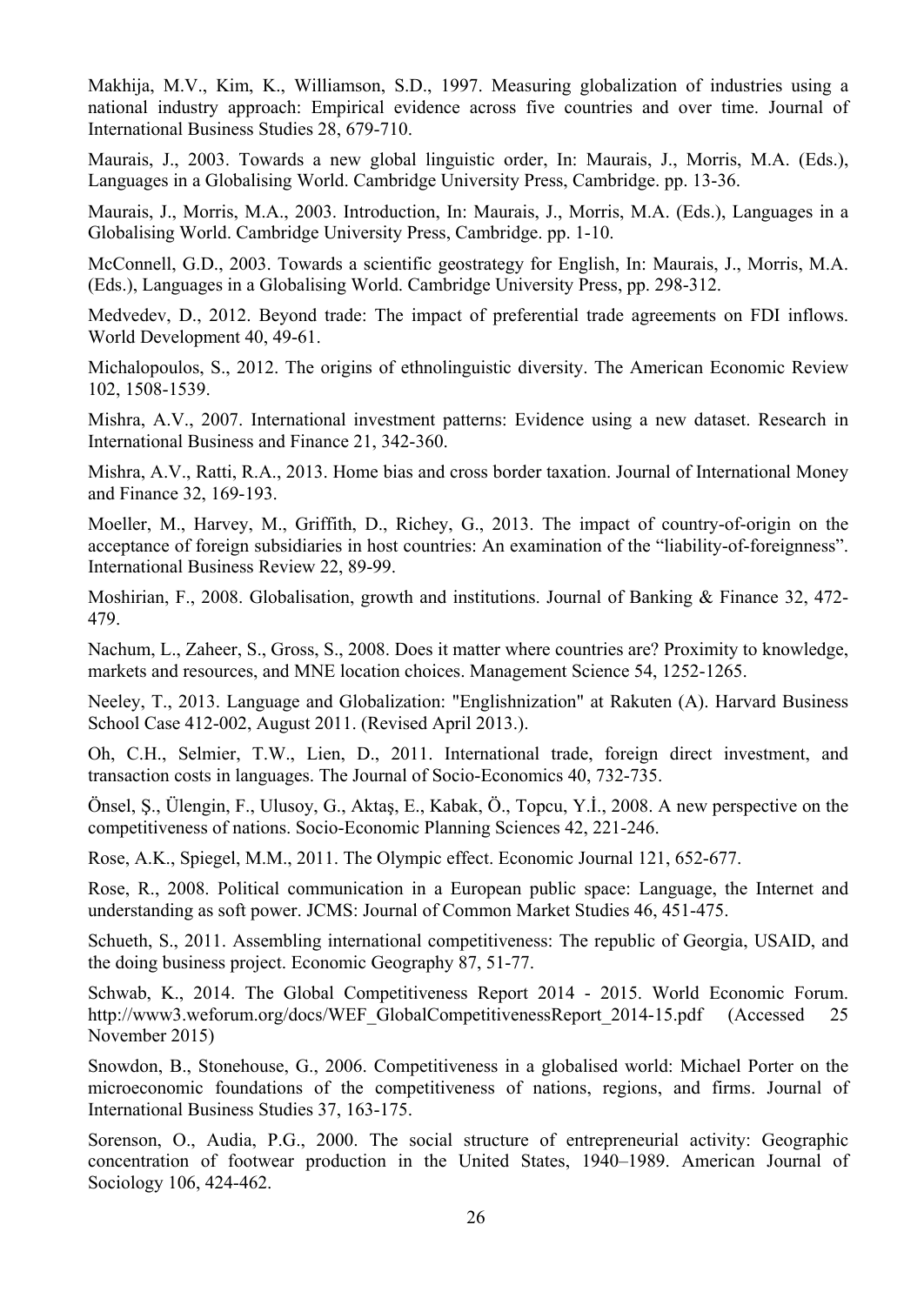Makhija, M.V., Kim, K., Williamson, S.D., 1997. Measuring globalization of industries using a national industry approach: Empirical evidence across five countries and over time. Journal of International Business Studies 28, 679-710.

Maurais, J., 2003. Towards a new global linguistic order, In: Maurais, J., Morris, M.A. (Eds.), Languages in a Globalising World. Cambridge University Press, Cambridge. pp. 13-36.

Maurais, J., Morris, M.A., 2003. Introduction, In: Maurais, J., Morris, M.A. (Eds.), Languages in a Globalising World. Cambridge University Press, Cambridge. pp. 1-10.

McConnell, G.D., 2003. Towards a scientific geostrategy for English, In: Maurais, J., Morris, M.A. (Eds.), Languages in a Globalising World. Cambridge University Press, pp. 298-312.

Medvedev, D., 2012. Beyond trade: The impact of preferential trade agreements on FDI inflows. World Development 40, 49-61.

Michalopoulos, S., 2012. The origins of ethnolinguistic diversity. The American Economic Review 102, 1508-1539.

Mishra, A.V., 2007. International investment patterns: Evidence using a new dataset. Research in International Business and Finance 21, 342-360.

Mishra, A.V., Ratti, R.A., 2013. Home bias and cross border taxation. Journal of International Money and Finance 32, 169-193.

Moeller, M., Harvey, M., Griffith, D., Richey, G., 2013. The impact of country-of-origin on the acceptance of foreign subsidiaries in host countries: An examination of the "liability-of-foreignness". International Business Review 22, 89-99.

Moshirian, F., 2008. Globalisation, growth and institutions. Journal of Banking & Finance 32, 472-479.

Nachum, L., Zaheer, S., Gross, S., 2008. Does it matter where countries are? Proximity to knowledge, markets and resources, and MNE location choices. Management Science 54, 1252-1265.

Neeley, T., 2013. Language and Globalization: "Englishnization" at Rakuten (A). Harvard Business School Case 412-002, August 2011. (Revised April 2013.).

Oh, C.H., Selmier, T.W., Lien, D., 2011. International trade, foreign direct investment, and transaction costs in languages. The Journal of Socio-Economics 40, 732-735.

Önsel, Ş., Ülengin, F., Ulusoy, G., Aktaş, E., Kabak, Ö., Topcu, Y.İ., 2008. A new perspective on the competitiveness of nations. Socio-Economic Planning Sciences 42, 221-246.

Rose, A.K., Spiegel, M.M., 2011. The Olympic effect. Economic Journal 121, 652-677.

Rose, R., 2008. Political communication in a European public space: Language, the Internet and understanding as soft power. JCMS: Journal of Common Market Studies 46, 451-475.

Schueth, S., 2011. Assembling international competitiveness: The republic of Georgia, USAID, and the doing business project. Economic Geography 87, 51-77.

Schwab, K., 2014. The Global Competitiveness Report 2014 - 2015. World Economic Forum. http://www3.weforum.org/docs/WEF_GlobalCompetitivenessReport_2014-15.pdf (Accessed 25 November 2015)

Snowdon, B., Stonehouse, G., 2006. Competitiveness in a globalised world: Michael Porter on the microeconomic foundations of the competitiveness of nations, regions, and firms. Journal of International Business Studies 37, 163-175.

Sorenson, O., Audia, P.G., 2000. The social structure of entrepreneurial activity: Geographic concentration of footwear production in the United States, 1940–1989. American Journal of Sociology 106, 424-462.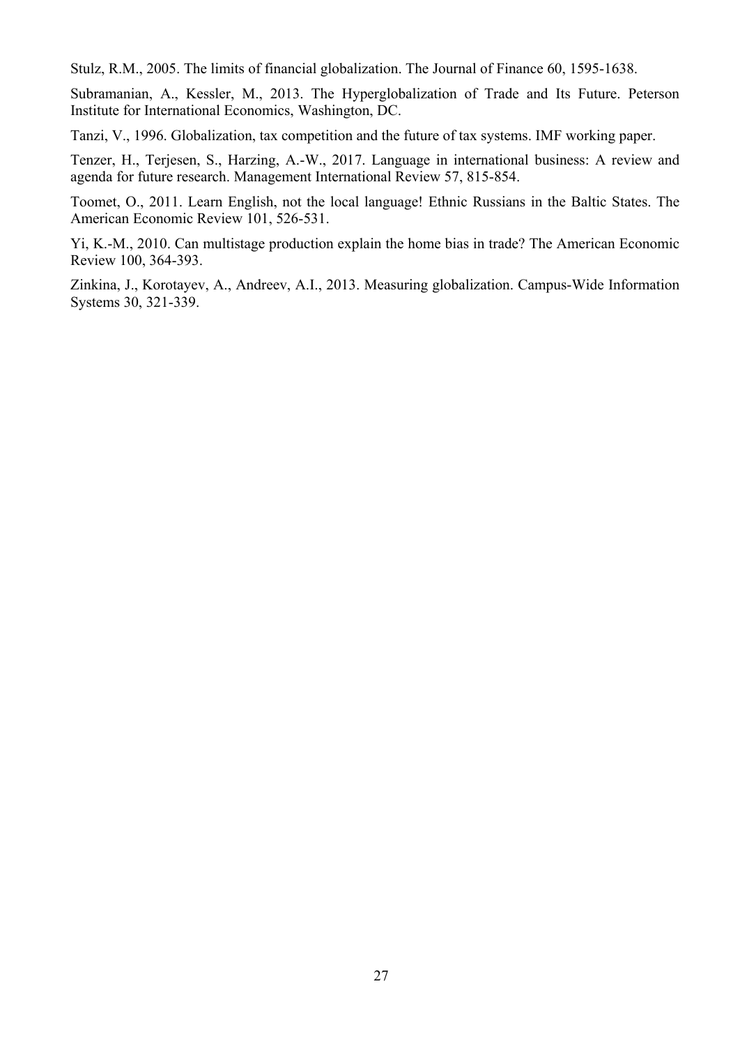Stulz, R.M., 2005. The limits of financial globalization. The Journal of Finance 60, 1595-1638.

Subramanian, A., Kessler, M., 2013. The Hyperglobalization of Trade and Its Future. Peterson Institute for International Economics, Washington, DC.

Tanzi, V., 1996. Globalization, tax competition and the future of tax systems. IMF working paper.

Tenzer, H., Terjesen, S., Harzing, A.-W., 2017. Language in international business: A review and agenda for future research. Management International Review 57, 815-854.

Toomet, O., 2011. Learn English, not the local language! Ethnic Russians in the Baltic States. The American Economic Review 101, 526-531.

Yi, K.-M., 2010. Can multistage production explain the home bias in trade? The American Economic Review 100, 364-393.

Zinkina, J., Korotayev, A., Andreev, A.I., 2013. Measuring globalization. Campus-Wide Information Systems 30, 321-339.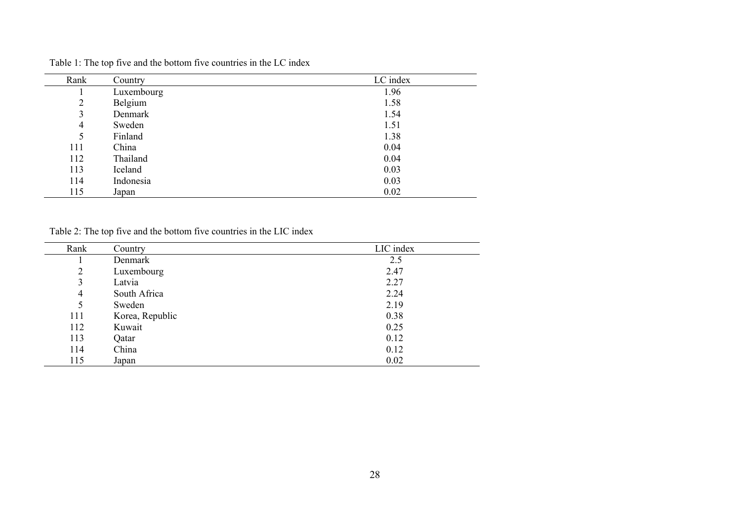Table 1: The top five and the bottom five countries in the LC index

| Rank | Country | LC index |
|---|---|---|
| 1 | Luxembourg | 1.96 |
| 2 | Belgium | 1.58 |
| 3 | Denmark | 1.54 |
| 4 | Sweden | 1.51 |
| 5 | Finland | 1.38 |
| 111 | China | 0.04 |
| 112 | Thailand | 0.04 |
| 113 | Iceland | 0.03 |
| 114 | Indonesia | 0.03 |
| 115 | Japan | 0.02 |

Table 2: The top five and the bottom five countries in the LIC index

| Rank | Country | LIC index |
|---|---|---|
| 1 | Denmark | 2.5 |
| 2 | Luxembourg | 2.47 |
| 3 | Latvia | 2.27 |
| 4 | South Africa | 2.24 |
| 5 | Sweden | 2.19 |
| 111 | Korea, Republic | 0.38 |
| 112 | Kuwait | 0.25 |
| 113 | Qatar | 0.12 |
| 114 | China | 0.12 |
| 115 | Japan | 0.02 |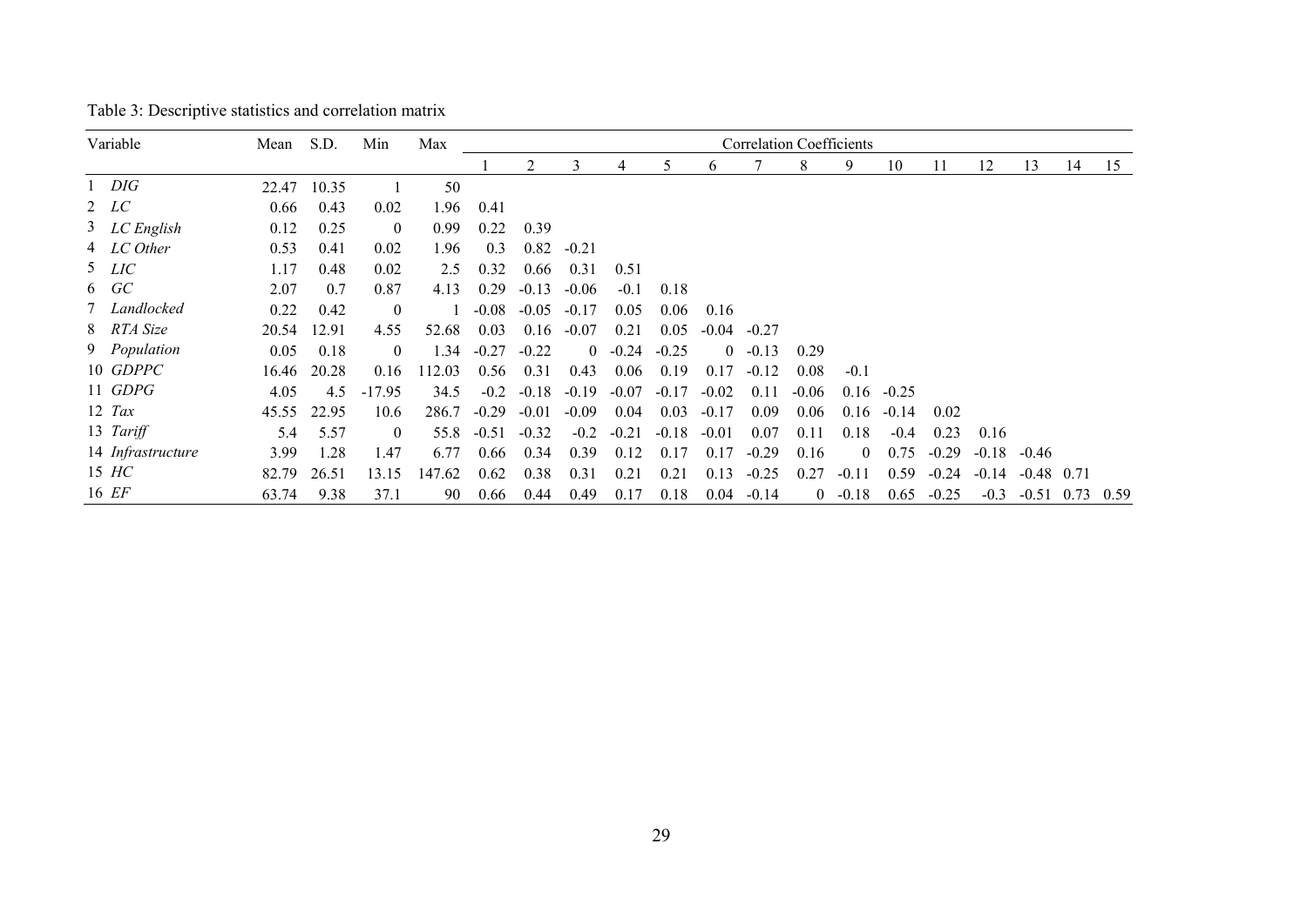Table 3: Descriptive statistics and correlation matrix

| Variable | | Mean | S.D. | Min | Max | Correlation Coefficients | | | | | | | | | | | | | | |
|---|---|---|---|---|---|---|---|---|---|---|---|---|---|---|---|---|---|---|---|---|
| | | | | | | 1 | 2 | 3 | 4 | 5 | 6 | 7 | 8 | 9 | 10 | 11 | 12 | 13 | 14 | 15 |
| 1 | *DIG* | 22.47 | 10.35 | 1 | 50 | | | | | | | | | | | | | | | |
| 2 | *LC* | 0.66 | 0.43 | 0.02 | 1.96 | 0.41 | | | | | | | | | | | | | | |
| 3 | *LC English* | 0.12 | 0.25 | 0 | 0.99 | 0.22 | 0.39 | | | | | | | | | | | | | |
| 4 | *LC Other* | 0.53 | 0.41 | 0.02 | 1.96 | 0.3 | 0.82 | -0.21 | | | | | | | | | | | | |
| 5 | *LIC* | 1.17 | 0.48 | 0.02 | 2.5 | 0.32 | 0.66 | 0.31 | 0.51 | | | | | | | | | | | |
| 6 | *GC* | 2.07 | 0.7 | 0.87 | 4.13 | 0.29 | -0.13 | -0.06 | -0.1 | 0.18 | | | | | | | | | | |
| 7 | *Landlocked* | 0.22 | 0.42 | 0 | 1 | -0.08 | -0.05 | -0.17 | 0.05 | 0.06 | 0.16 | | | | | | | | | |
| 8 | *RTA Size* | 20.54 | 12.91 | 4.55 | 52.68 | 0.03 | 0.16 | -0.07 | 0.21 | 0.05 | -0.04 | -0.27 | | | | | | | | |
| 9 | *Population* | 0.05 | 0.18 | 0 | 1.34 | -0.27 | -0.22 | 0 | -0.24 | -0.25 | 0 | -0.13 | 0.29 | | | | | | | |
| 10 | *GDPPC* | 16.46 | 20.28 | 0.16 | 112.03 | 0.56 | 0.31 | 0.43 | 0.06 | 0.19 | 0.17 | -0.12 | 0.08 | -0.1 | | | | | | |
| 11 | *GDPG* | 4.05 | 4.5 | -17.95 | 34.5 | -0.2 | -0.18 | -0.19 | -0.07 | -0.17 | -0.02 | 0.11 | -0.06 | 0.16 | -0.25 | | | | | |
| 12 | *Tax* | 45.55 | 22.95 | 10.6 | 286.7 | -0.29 | -0.01 | -0.09 | 0.04 | 0.03 | -0.17 | 0.09 | 0.06 | 0.16 | -0.14 | 0.02 | | | | |
| 13 | *Tariff* | 5.4 | 5.57 | 0 | 55.8 | -0.51 | -0.32 | -0.2 | -0.21 | -0.18 | -0.01 | 0.07 | 0.11 | 0.18 | -0.4 | 0.23 | 0.16 | | | |
| 14 | *Infrastructure* | 3.99 | 1.28 | 1.47 | 6.77 | 0.66 | 0.34 | 0.39 | 0.12 | 0.17 | 0.17 | -0.29 | 0.16 | 0 | 0.75 | -0.29 | -0.18 | -0.46 | | |
| 15 | *HC* | 82.79 | 26.51 | 13.15 | 147.62 | 0.62 | 0.38 | 0.31 | 0.21 | 0.21 | 0.13 | -0.25 | 0.27 | -0.11 | 0.59 | -0.24 | -0.14 | -0.48 | 0.71 | |
| 16 | *EF* | 63.74 | 9.38 | 37.1 | 90 | 0.66 | 0.44 | 0.49 | 0.17 | 0.18 | 0.04 | -0.14 | 0 | -0.18 | 0.65 | -0.25 | -0.3 | -0.51 | 0.73 | 0.59 |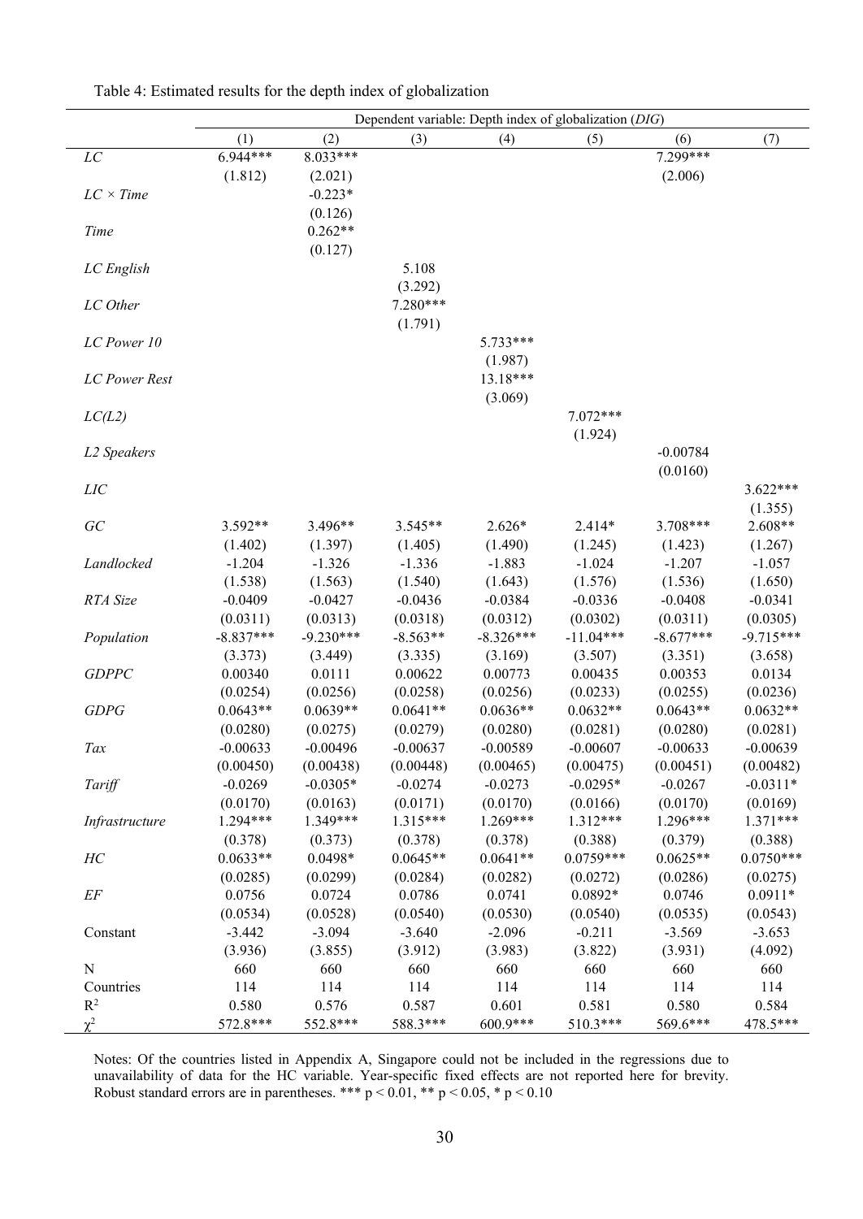Table 4: Estimated results for the depth index of globalization

| | Dependent variable: Depth index of globalization (*DIG*) | | | | | | |
|---|---|---|---|---|---|---|---|
| | (1) | (2) | (3) | (4) | (5) | (6) | (7) |
| *LC* | 6.944*** | 8.033*** | | | | 7.299*** | |
| | (1.812) | (2.021) | | | | (2.006) | |
| *LC × Time* | | -0.223* | | | | | |
| | | (0.126) | | | | | |
| *Time* | | 0.262** | | | | | |
| | | (0.127) | | | | | |
| *LC English* | | | 5.108 | | | | |
| | | | (3.292) | | | | |
| *LC Other* | | | 7.280*** | | | | |
| | | | (1.791) | | | | |
| *LC Power 10* | | | | 5.733*** | | | |
| | | | | (1.987) | | | |
| *LC Power Rest* | | | | 13.18*** | | | |
| | | | | (3.069) | | | |
| *LC(L2)* | | | | | 7.072*** | | |
| | | | | | (1.924) | | |
| *L2 Speakers* | | | | | | -0.00784 | |
| | | | | | | (0.0160) | |
| *LIC* | | | | | | | 3.622*** |
| | | | | | | | (1.355) |
| *GC* | 3.592** | 3.496** | 3.545** | 2.626* | 2.414* | 3.708*** | 2.608** |
| | (1.402) | (1.397) | (1.405) | (1.490) | (1.245) | (1.423) | (1.267) |
| *Landlocked* | -1.204 | -1.326 | -1.336 | -1.883 | -1.024 | -1.207 | -1.057 |
| | (1.538) | (1.563) | (1.540) | (1.643) | (1.576) | (1.536) | (1.650) |
| *RTA Size* | -0.0409 | -0.0427 | -0.0436 | -0.0384 | -0.0336 | -0.0408 | -0.0341 |
| | (0.0311) | (0.0313) | (0.0318) | (0.0312) | (0.0302) | (0.0311) | (0.0305) |
| *Population* | -8.837*** | -9.230*** | -8.563** | -8.326*** | -11.04*** | -8.677*** | -9.715*** |
| | (3.373) | (3.449) | (3.335) | (3.169) | (3.507) | (3.351) | (3.658) |
| *GDPPC* | 0.00340 | 0.0111 | 0.00622 | 0.00773 | 0.00435 | 0.00353 | 0.0134 |
| | (0.0254) | (0.0256) | (0.0258) | (0.0256) | (0.0233) | (0.0255) | (0.0236) |
| *GDPG* | 0.0643** | 0.0639** | 0.0641** | 0.0636** | 0.0632** | 0.0643** | 0.0632** |
| | (0.0280) | (0.0275) | (0.0279) | (0.0280) | (0.0281) | (0.0280) | (0.0281) |
| *Tax* | -0.00633 | -0.00496 | -0.00637 | -0.00589 | -0.00607 | -0.00633 | -0.00639 |
| | (0.00450) | (0.00438) | (0.00448) | (0.00465) | (0.00475) | (0.00451) | (0.00482) |
| *Tariff* | -0.0269 | -0.0305* | -0.0274 | -0.0273 | -0.0295* | -0.0267 | -0.0311* |
| | (0.0170) | (0.0163) | (0.0171) | (0.0170) | (0.0166) | (0.0170) | (0.0169) |
| *Infrastructure* | 1.294*** | 1.349*** | 1.315*** | 1.269*** | 1.312*** | 1.296*** | 1.371*** |
| | (0.378) | (0.373) | (0.378) | (0.378) | (0.388) | (0.379) | (0.388) |
| *HC* | 0.0633** | 0.0498* | 0.0645** | 0.0641** | 0.0759*** | 0.0625** | 0.0750*** |
| | (0.0285) | (0.0299) | (0.0284) | (0.0282) | (0.0272) | (0.0286) | (0.0275) |
| *EF* | 0.0756 | 0.0724 | 0.0786 | 0.0741 | 0.0892* | 0.0746 | 0.0911* |
| | (0.0534) | (0.0528) | (0.0540) | (0.0530) | (0.0540) | (0.0535) | (0.0543) |
| Constant | -3.442 | -3.094 | -3.640 | -2.096 | -0.211 | -3.569 | -3.653 |
| | (3.936) | (3.855) | (3.912) | (3.983) | (3.822) | (3.931) | (4.092) |
| N | 660 | 660 | 660 | 660 | 660 | 660 | 660 |
| Countries | 114 | 114 | 114 | 114 | 114 | 114 | 114 |
| $R^2$ | 0.580 | 0.576 | 0.587 | 0.601 | 0.581 | 0.580 | 0.584 |
| $\chi^2$ | 572.8*** | 552.8*** | 588.3*** | 600.9*** | 510.3*** | 569.6*** | 478.5*** |

Notes: Of the countries listed in Appendix A, Singapore could not be included in the regressions due to unavailability of data for the HC variable. Year-specific fixed effects are not reported here for brevity. Robust standard errors are in parentheses. *** $p < 0.01$, ** $p < 0.05$, * $p < 0.10$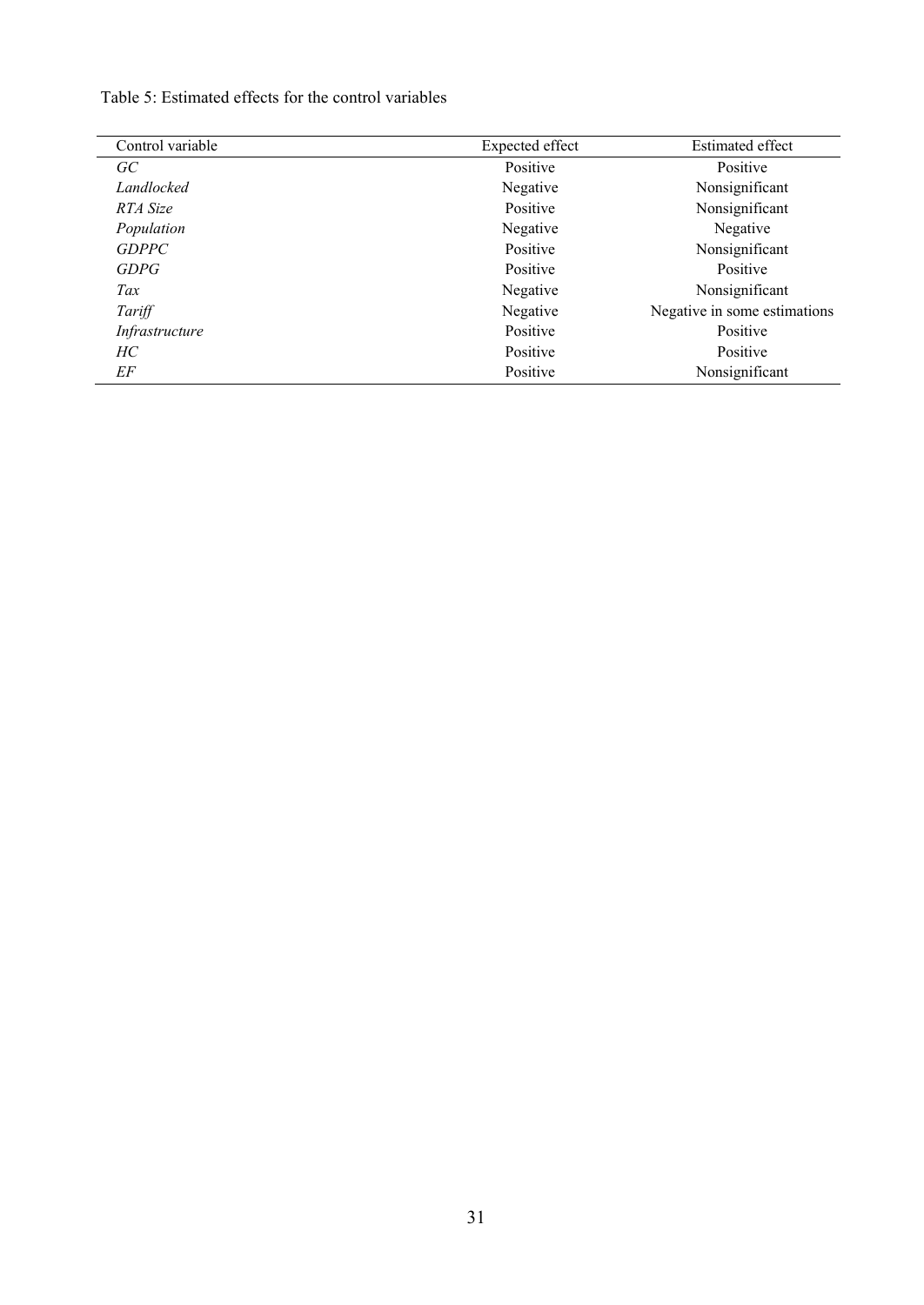Table 5: Estimated effects for the control variables

| Control variable | Expected effect | Estimated effect |
|---|---|---|
| *GC* | Positive | Positive |
| *Landlocked* | Negative | Nonsignificant |
| *RTA Size* | Positive | Nonsignificant |
| *Population* | Negative | Negative |
| *GDPPC* | Positive | Nonsignificant |
| *GDPG* | Positive | Positive |
| *Tax* | Negative | Nonsignificant |
| *Tariff* | Negative | Negative in some estimations |
| *Infrastructure* | Positive | Positive |
| *HC* | Positive | Positive |
| *EF* | Positive | Nonsignificant |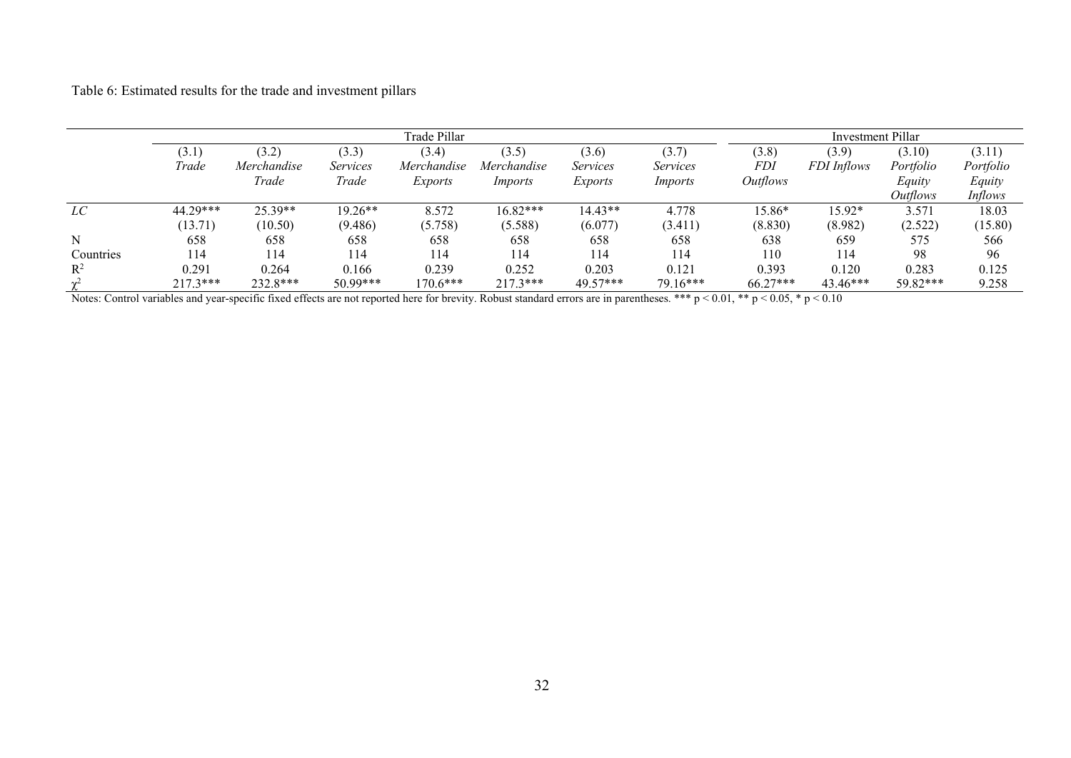Table 6: Estimated results for the trade and investment pillars

| | Trade Pillar | | | | | | | Investment Pillar | | | |
|---|---|---|---|---|---|---|---|---|---|---|---|
| | (3.1) *Trade* | (3.2) *Merchandise Trade* | (3.3) *Services Trade* | (3.4) *Merchandise Exports* | (3.5) *Merchandise Imports* | (3.6) *Services Exports* | (3.7) *Services Imports* | (3.8) *FDI Outflows* | (3.9) *FDI Inflows* | (3.10) *Portfolio Equity Outflows* | (3.11) *Portfolio Equity Inflows* |
| *LC* | 44.29*** | 25.39** | 19.26** | 8.572 | 16.82*** | 14.43** | 4.778 | 15.86* | 15.92* | 3.571 | 18.03 |
| | (13.71) | (10.50) | (9.486) | (5.758) | (5.588) | (6.077) | (3.411) | (8.830) | (8.982) | (2.522) | (15.80) |
| N | 658 | 658 | 658 | 658 | 658 | 658 | 658 | 638 | 659 | 575 | 566 |
| Countries | 114 | 114 | 114 | 114 | 114 | 114 | 114 | 110 | 114 | 98 | 96 |
| $R^2$ | 0.291 | 0.264 | 0.166 | 0.239 | 0.252 | 0.203 | 0.121 | 0.393 | 0.120 | 0.283 | 0.125 |
| $\chi^2$ | 217.3*** | 232.8*** | 50.99*** | 170.6*** | 217.3*** | 49.57*** | 79.16*** | 66.27*** | 43.46*** | 59.82*** | 9.258 |

Notes: Control variables and year-specific fixed effects are not reported here for brevity. Robust standard errors are in parentheses. *** $p < 0.01$, ** $p < 0.05$, * $p < 0.10$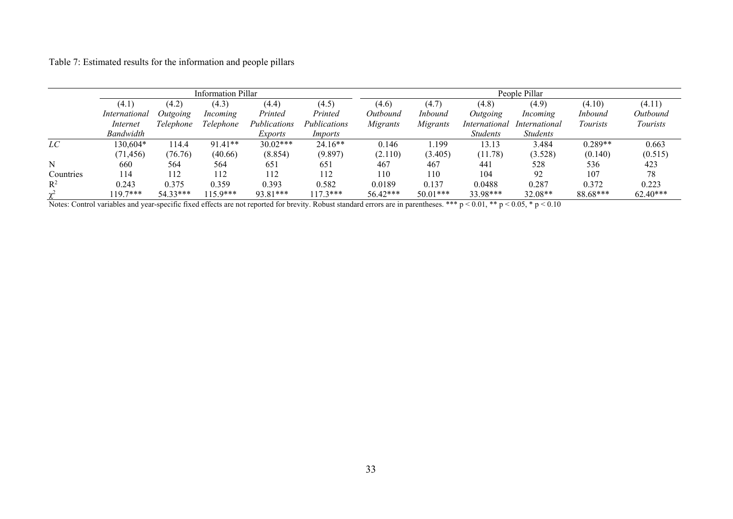Table 7: Estimated results for the information and people pillars

| | Information Pillar | | | | | People Pillar | | | | | |
|---|---|---|---|---|---|---|---|---|---|---|---|
| | (4.1) | (4.2) | (4.3) | (4.4) | (4.5) | (4.6) | (4.7) | (4.8) | (4.9) | (4.10) | (4.11) |
| | *International Internet Bandwidth* | *Outgoing Telephone* | *Incoming Telephone* | *Printed Publications Exports* | *Printed Publications Imports* | *Outbound Migrants* | *Inbound Migrants* | *Outgoing International Students* | *Incoming International Students* | *Inbound Tourists* | *Outbound Tourists* |
| *LC* | 130,604* | 114.4 | 91.41** | 30.02*** | 24.16** | 0.146 | 1.199 | 13.13 | 3.484 | 0.289** | 0.663 |
| | (71,456) | (76.76) | (40.66) | (8.854) | (9.897) | (2.110) | (3.405) | (11.78) | (3.528) | (0.140) | (0.515) |
| N | 660 | 564 | 564 | 651 | 651 | 467 | 467 | 441 | 528 | 536 | 423 |
| Countries | 114 | 112 | 112 | 112 | 112 | 110 | 110 | 104 | 92 | 107 | 78 |
| $R^2$ | 0.243 | 0.375 | 0.359 | 0.393 | 0.582 | 0.0189 | 0.137 | 0.0488 | 0.287 | 0.372 | 0.223 |
| $\chi^2$ | 119.7*** | 54.33*** | 115.9*** | 93.81*** | 117.3*** | 56.42*** | 50.01*** | 33.98*** | 32.08** | 88.68*** | 62.40*** |

Notes: Control variables and year-specific fixed effects are not reported for brevity. Robust standard errors are in parentheses. *** $p < 0.01$, ** $p < 0.05$, * $p < 0.10$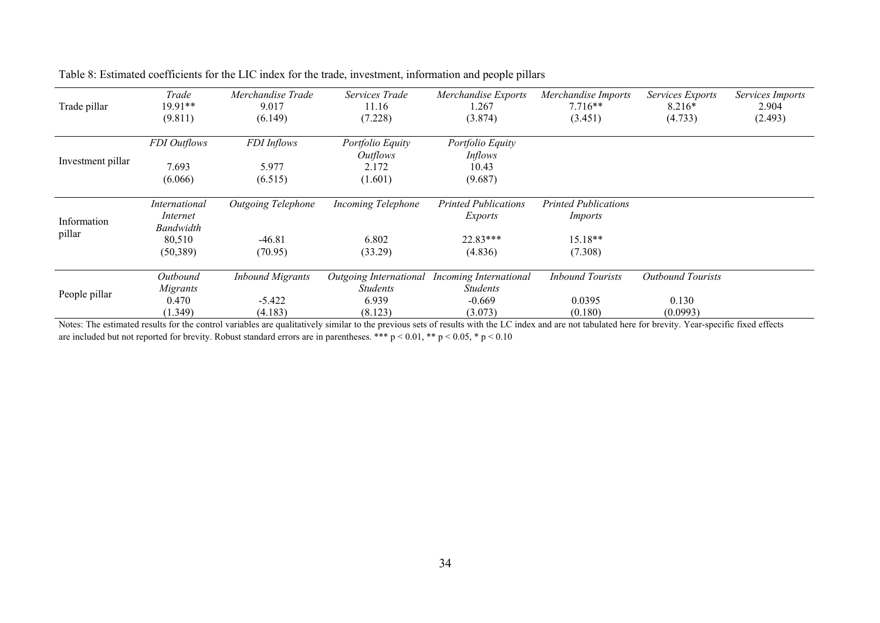Table 8: Estimated coefficients for the LIC index for the trade, investment, information and people pillars

| | | | | | | | |
|---|---|---|---|---|---|---|---|
| Trade pillar | *Trade* | *Merchandise Trade* | *Services Trade* | *Merchandise Exports* | *Merchandise Imports* | *Services Exports* | *Services Imports* |
| | 19.91** | 9.017 | 11.16 | 1.267 | 7.716** | 8.216* | 2.904 |
| | (9.811) | (6.149) | (7.228) | (3.874) | (3.451) | (4.733) | (2.493) |
| Investment pillar | *FDI Outflows* | *FDI Inflows* | *Portfolio Equity Outflows* | *Portfolio Equity Inflows* | | | |
| | 7.693 | 5.977 | 2.172 | 10.43 | | | |
| | (6.066) | (6.515) | (1.601) | (9.687) | | | |
| Information pillar | *International Internet Bandwidth* | *Outgoing Telephone* | *Incoming Telephone* | *Printed Publications Exports* | *Printed Publications Imports* | | |
| | 80,510 | -46.81 | 6.802 | 22.83*** | 15.18** | | |
| | (50,389) | (70.95) | (33.29) | (4.836) | (7.308) | | |
| People pillar | *Outbound Migrants* | *Inbound Migrants* | *Outgoing International Students* | *Incoming International Students* | *Inbound Tourists* | *Outbound Tourists* | |
| | 0.470 | -5.422 | 6.939 | -0.669 | 0.0395 | 0.130 | |
| | (1.349) | (4.183) | (8.123) | (3.073) | (0.180) | (0.0993) | |

Notes: The estimated results for the control variables are qualitatively similar to the previous sets of results with the LC index and are not tabulated here for brevity. Year-specific fixed effects are included but not reported for brevity. Robust standard errors are in parentheses. *** $p < 0.01$, ** $p < 0.05$, * $p < 0.10$